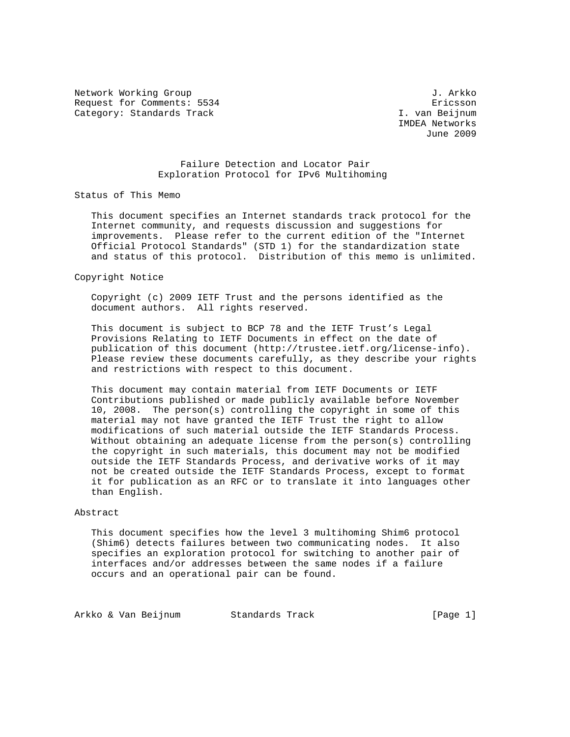Network Working Group J. Arkko
Request for Comments: 5534 Ericsson
Category: Standards Track I. van Beijnum
IMDEA Networks
June 2009

# Failure Detection and Locator Pair Exploration Protocol for IPv6 Multihoming

## Status of This Memo

This document specifies an Internet standards track protocol for the Internet community, and requests discussion and suggestions for improvements. Please refer to the current edition of the "Internet Official Protocol Standards" (STD 1) for the standardization state and status of this protocol. Distribution of this memo is unlimited.

## Copyright Notice

Copyright (c) 2009 IETF Trust and the persons identified as the document authors. All rights reserved.

This document is subject to BCP 78 and the IETF Trust's Legal Provisions Relating to IETF Documents in effect on the date of publication of this document (http://trustee.ietf.org/license-info). Please review these documents carefully, as they describe your rights and restrictions with respect to this document.

This document may contain material from IETF Documents or IETF Contributions published or made publicly available before November 10, 2008. The person(s) controlling the copyright in some of this material may not have granted the IETF Trust the right to allow modifications of such material outside the IETF Standards Process. Without obtaining an adequate license from the person(s) controlling the copyright in such materials, this document may not be modified outside the IETF Standards Process, and derivative works of it may not be created outside the IETF Standards Process, except to format it for publication as an RFC or to translate it into languages other than English.

## Abstract

This document specifies how the level 3 multihoming Shim6 protocol (Shim6) detects failures between two communicating nodes. It also specifies an exploration protocol for switching to another pair of interfaces and/or addresses between the same nodes if a failure occurs and an operational pair can be found.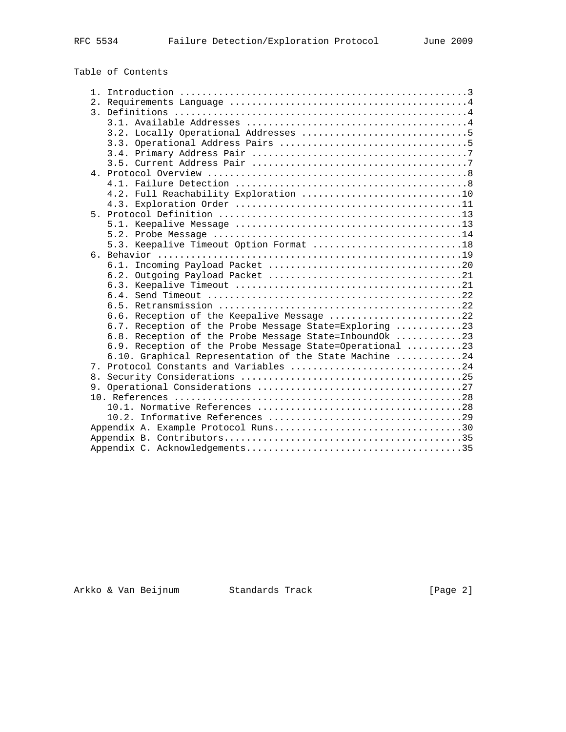Table of Contents

```
   1. Introduction ....................................................3
   2. Requirements Language ...........................................4
   3. Definitions .....................................................4
      3.1. Available Addresses ........................................4
      3.2. Locally Operational Addresses ..............................5
      3.3. Operational Address Pairs ..................................5
      3.4. Primary Address Pair .......................................7
      3.5. Current Address Pair .......................................7
   4. Protocol Overview ...............................................8
      4.1. Failure Detection ..........................................8
      4.2. Full Reachability Exploration .............................10
      4.3. Exploration Order .........................................11
   5. Protocol Definition ............................................13
      5.1. Keepalive Message .........................................13
      5.2. Probe Message .............................................14
      5.3. Keepalive Timeout Option Format ...........................18
   6. Behavior .......................................................19
      6.1. Incoming Payload Packet ...................................20
      6.2. Outgoing Payload Packet ...................................21
      6.3. Keepalive Timeout .........................................21
      6.4. Send Timeout ..............................................22
      6.5. Retransmission ............................................22
      6.6. Reception of the Keepalive Message ........................22
      6.7. Reception of the Probe Message State=Exploring ............23
      6.8. Reception of the Probe Message State=InboundOk ............23
      6.9. Reception of the Probe Message State=Operational ..........23
      6.10. Graphical Representation of the State Machine ............24
   7. Protocol Constants and Variables ...............................24
   8. Security Considerations ........................................25
   9. Operational Considerations .....................................27
   10. References ....................................................28
      10.1. Normative References .....................................28
      10.2. Informative References ...................................29
   Appendix A. Example Protocol Runs..................................30
   Appendix B. Contributors...........................................35
   Appendix C. Acknowledgements.......................................35
```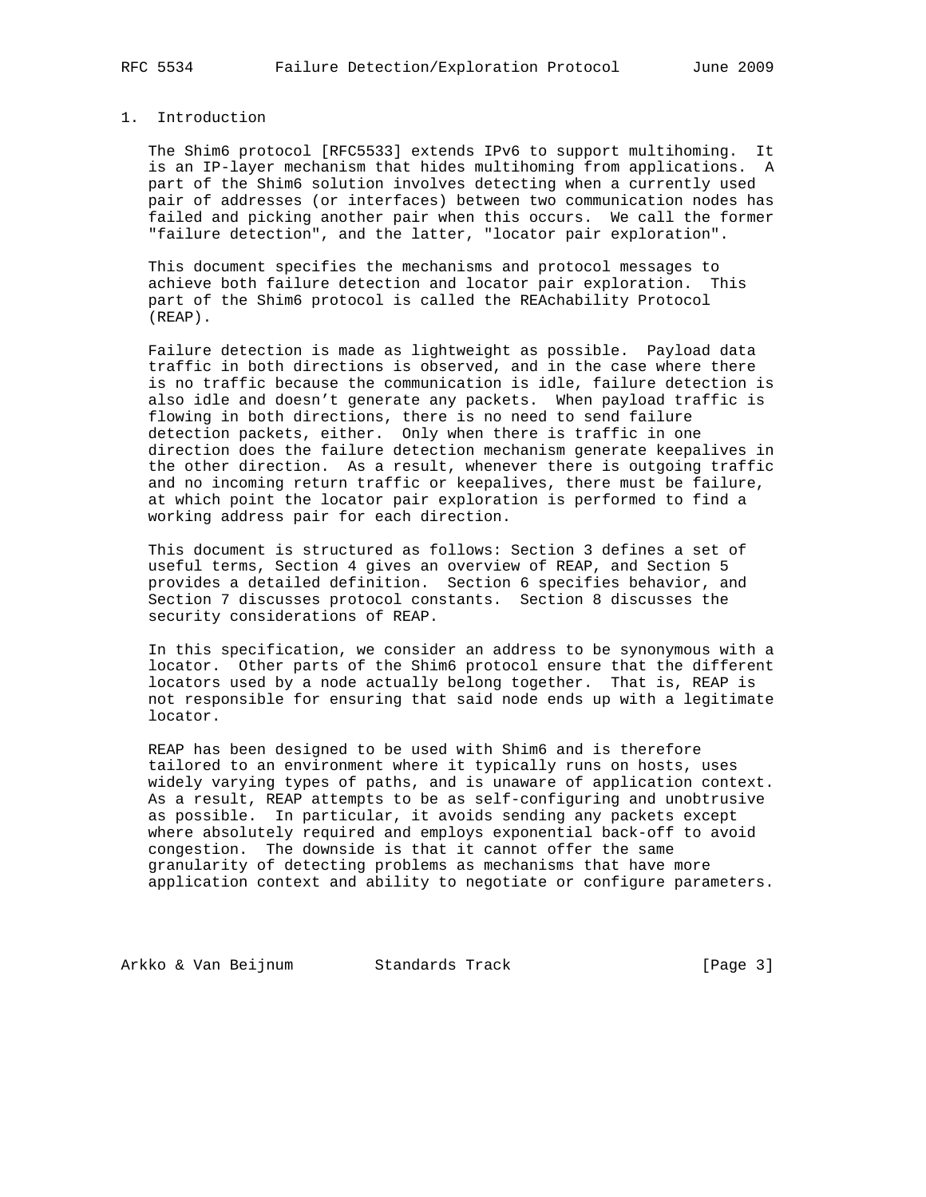## 1. Introduction

The Shim6 protocol [RFC5533] extends IPv6 to support multihoming. It is an IP-layer mechanism that hides multihoming from applications. A part of the Shim6 solution involves detecting when a currently used pair of addresses (or interfaces) between two communication nodes has failed and picking another pair when this occurs. We call the former "failure detection", and the latter, "locator pair exploration".

This document specifies the mechanisms and protocol messages to achieve both failure detection and locator pair exploration. This part of the Shim6 protocol is called the REAchability Protocol (REAP).

Failure detection is made as lightweight as possible. Payload data traffic in both directions is observed, and in the case where there is no traffic because the communication is idle, failure detection is also idle and doesn't generate any packets. When payload traffic is flowing in both directions, there is no need to send failure detection packets, either. Only when there is traffic in one direction does the failure detection mechanism generate keepalives in the other direction. As a result, whenever there is outgoing traffic and no incoming return traffic or keepalives, there must be failure, at which point the locator pair exploration is performed to find a working address pair for each direction.

This document is structured as follows: Section 3 defines a set of useful terms, Section 4 gives an overview of REAP, and Section 5 provides a detailed definition. Section 6 specifies behavior, and Section 7 discusses protocol constants. Section 8 discusses the security considerations of REAP.

In this specification, we consider an address to be synonymous with a locator. Other parts of the Shim6 protocol ensure that the different locators used by a node actually belong together. That is, REAP is not responsible for ensuring that said node ends up with a legitimate locator.

REAP has been designed to be used with Shim6 and is therefore tailored to an environment where it typically runs on hosts, uses widely varying types of paths, and is unaware of application context. As a result, REAP attempts to be as self-configuring and unobtrusive as possible. In particular, it avoids sending any packets except where absolutely required and employs exponential back-off to avoid congestion. The downside is that it cannot offer the same granularity of detecting problems as mechanisms that have more application context and ability to negotiate or configure parameters.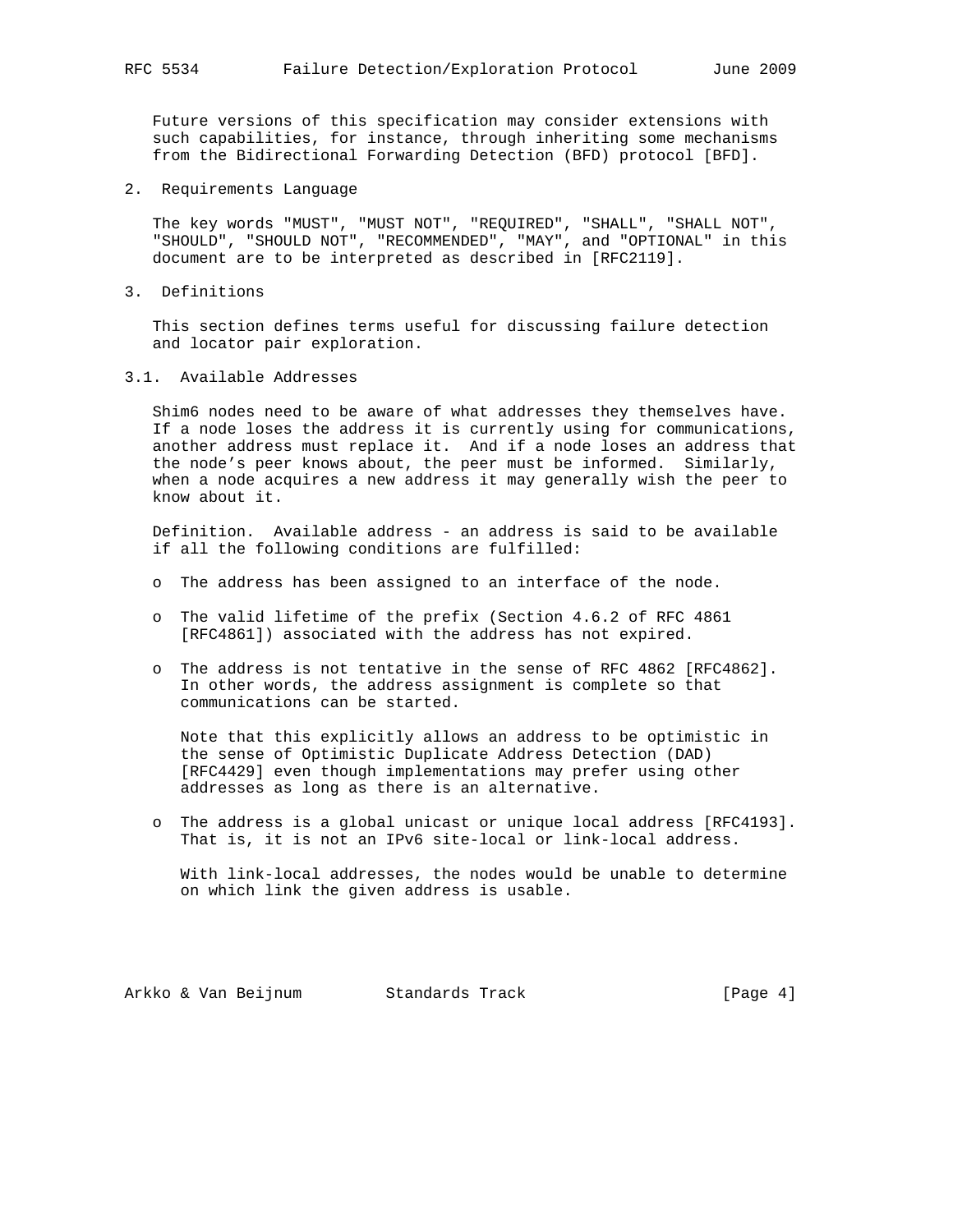Future versions of this specification may consider extensions with such capabilities, for instance, through inheriting some mechanisms from the Bidirectional Forwarding Detection (BFD) protocol [BFD].

## 2. Requirements Language

The key words "MUST", "MUST NOT", "REQUIRED", "SHALL", "SHALL NOT", "SHOULD", "SHOULD NOT", "RECOMMENDED", "MAY", and "OPTIONAL" in this document are to be interpreted as described in [RFC2119].

## 3. Definitions

This section defines terms useful for discussing failure detection and locator pair exploration.

### 3.1. Available Addresses

Shim6 nodes need to be aware of what addresses they themselves have. If a node loses the address it is currently using for communications, another address must replace it. And if a node loses an address that the node's peer knows about, the peer must be informed. Similarly, when a node acquires a new address it may generally wish the peer to know about it.

Definition. Available address - an address is said to be available if all the following conditions are fulfilled:

- The address has been assigned to an interface of the node.
- The valid lifetime of the prefix (Section 4.6.2 of RFC 4861 [RFC4861]) associated with the address has not expired.
- The address is not tentative in the sense of RFC 4862 [RFC4862]. In other words, the address assignment is complete so that communications can be started.

  Note that this explicitly allows an address to be optimistic in the sense of Optimistic Duplicate Address Detection (DAD) [RFC4429] even though implementations may prefer using other addresses as long as there is an alternative.

- The address is a global unicast or unique local address [RFC4193]. That is, it is not an IPv6 site-local or link-local address.

  With link-local addresses, the nodes would be unable to determine on which link the given address is usable.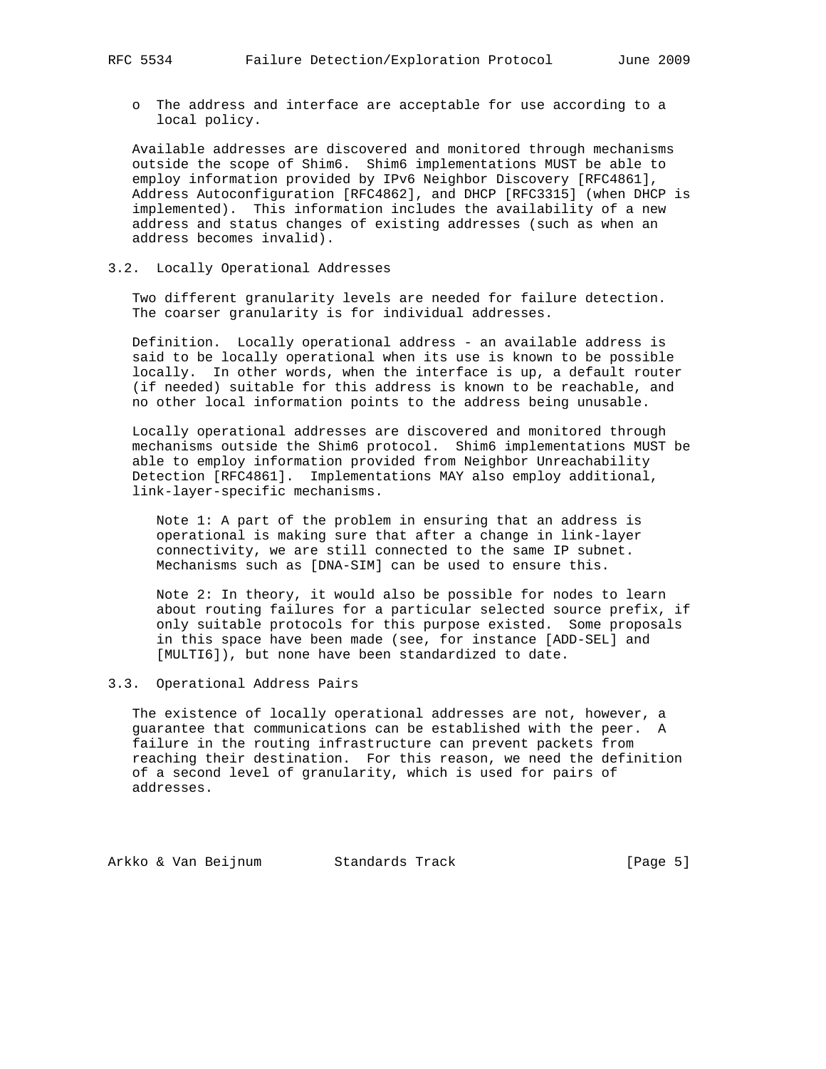- The address and interface are acceptable for use according to a local policy.

Available addresses are discovered and monitored through mechanisms outside the scope of Shim6. Shim6 implementations MUST be able to employ information provided by IPv6 Neighbor Discovery [RFC4861], Address Autoconfiguration [RFC4862], and DHCP [RFC3315] (when DHCP is implemented). This information includes the availability of a new address and status changes of existing addresses (such as when an address becomes invalid).

### 3.2. Locally Operational Addresses

Two different granularity levels are needed for failure detection. The coarser granularity is for individual addresses.

Definition. Locally operational address - an available address is said to be locally operational when its use is known to be possible locally. In other words, when the interface is up, a default router (if needed) suitable for this address is known to be reachable, and no other local information points to the address being unusable.

Locally operational addresses are discovered and monitored through mechanisms outside the Shim6 protocol. Shim6 implementations MUST be able to employ information provided from Neighbor Unreachability Detection [RFC4861]. Implementations MAY also employ additional, link-layer-specific mechanisms.

> Note 1: A part of the problem in ensuring that an address is operational is making sure that after a change in link-layer connectivity, we are still connected to the same IP subnet. Mechanisms such as [DNA-SIM] can be used to ensure this.

> Note 2: In theory, it would also be possible for nodes to learn about routing failures for a particular selected source prefix, if only suitable protocols for this purpose existed. Some proposals in this space have been made (see, for instance [ADD-SEL] and [MULTI6]), but none have been standardized to date.

### 3.3. Operational Address Pairs

The existence of locally operational addresses are not, however, a guarantee that communications can be established with the peer. A failure in the routing infrastructure can prevent packets from reaching their destination. For this reason, we need the definition of a second level of granularity, which is used for pairs of addresses.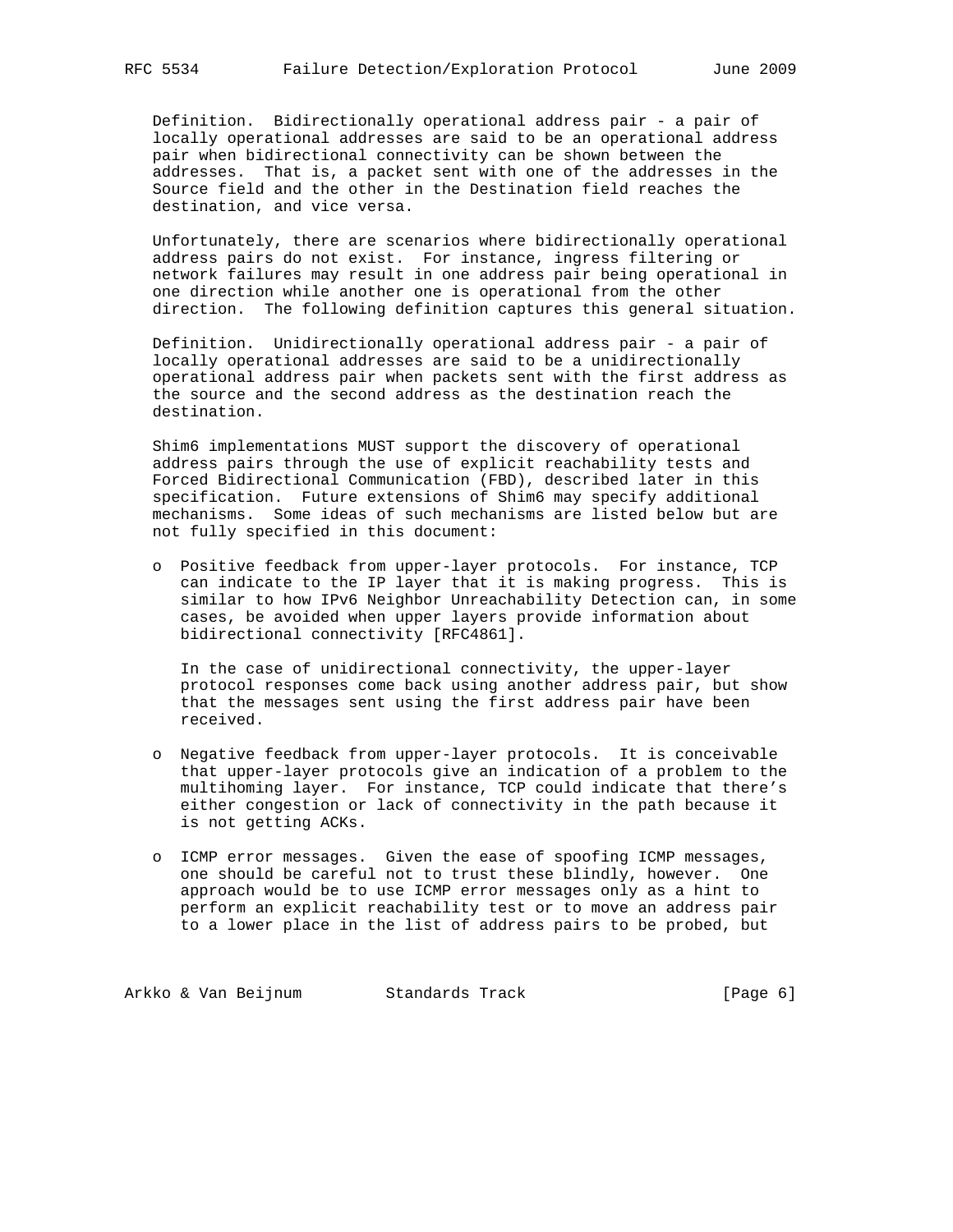Definition. Bidirectionally operational address pair - a pair of locally operational addresses are said to be an operational address pair when bidirectional connectivity can be shown between the addresses. That is, a packet sent with one of the addresses in the Source field and the other in the Destination field reaches the destination, and vice versa.

Unfortunately, there are scenarios where bidirectionally operational address pairs do not exist. For instance, ingress filtering or network failures may result in one address pair being operational in one direction while another one is operational from the other direction. The following definition captures this general situation.

Definition. Unidirectionally operational address pair - a pair of locally operational addresses are said to be a unidirectionally operational address pair when packets sent with the first address as the source and the second address as the destination reach the destination.

Shim6 implementations MUST support the discovery of operational address pairs through the use of explicit reachability tests and Forced Bidirectional Communication (FBD), described later in this specification. Future extensions of Shim6 may specify additional mechanisms. Some ideas of such mechanisms are listed below but are not fully specified in this document:

- Positive feedback from upper-layer protocols. For instance, TCP can indicate to the IP layer that it is making progress. This is similar to how IPv6 Neighbor Unreachability Detection can, in some cases, be avoided when upper layers provide information about bidirectional connectivity [RFC4861].

  In the case of unidirectional connectivity, the upper-layer protocol responses come back using another address pair, but show that the messages sent using the first address pair have been received.

- Negative feedback from upper-layer protocols. It is conceivable that upper-layer protocols give an indication of a problem to the multihoming layer. For instance, TCP could indicate that there's either congestion or lack of connectivity in the path because it is not getting ACKs.

- ICMP error messages. Given the ease of spoofing ICMP messages, one should be careful not to trust these blindly, however. One approach would be to use ICMP error messages only as a hint to perform an explicit reachability test or to move an address pair to a lower place in the list of address pairs to be probed, but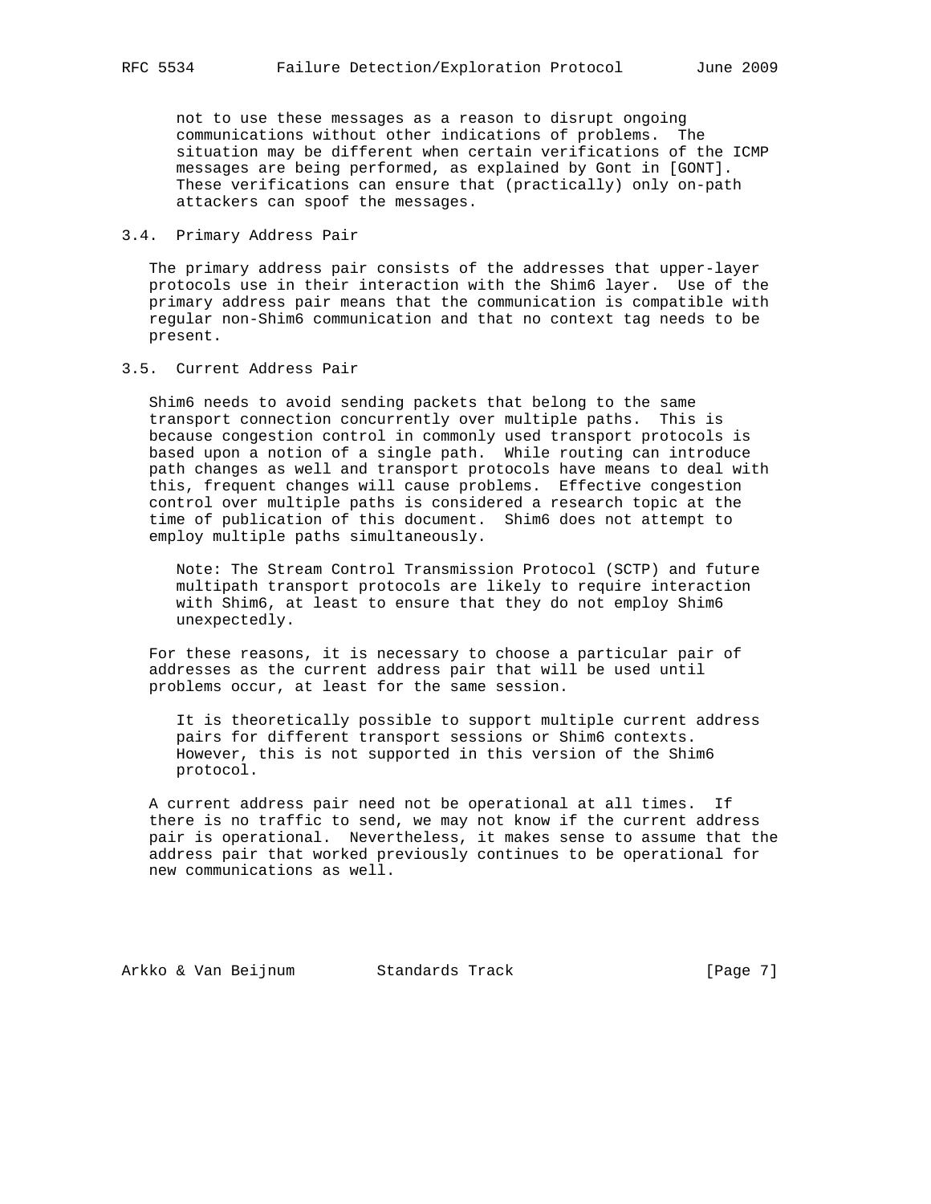not to use these messages as a reason to disrupt ongoing communications without other indications of problems. The situation may be different when certain verifications of the ICMP messages are being performed, as explained by Gont in [GONT]. These verifications can ensure that (practically) only on-path attackers can spoof the messages.

### 3.4. Primary Address Pair

The primary address pair consists of the addresses that upper-layer protocols use in their interaction with the Shim6 layer. Use of the primary address pair means that the communication is compatible with regular non-Shim6 communication and that no context tag needs to be present.

### 3.5. Current Address Pair

Shim6 needs to avoid sending packets that belong to the same transport connection concurrently over multiple paths. This is because congestion control in commonly used transport protocols is based upon a notion of a single path. While routing can introduce path changes as well and transport protocols have means to deal with this, frequent changes will cause problems. Effective congestion control over multiple paths is considered a research topic at the time of publication of this document. Shim6 does not attempt to employ multiple paths simultaneously.

> Note: The Stream Control Transmission Protocol (SCTP) and future multipath transport protocols are likely to require interaction with Shim6, at least to ensure that they do not employ Shim6 unexpectedly.

For these reasons, it is necessary to choose a particular pair of addresses as the current address pair that will be used until problems occur, at least for the same session.

> It is theoretically possible to support multiple current address pairs for different transport sessions or Shim6 contexts. However, this is not supported in this version of the Shim6 protocol.

A current address pair need not be operational at all times. If there is no traffic to send, we may not know if the current address pair is operational. Nevertheless, it makes sense to assume that the address pair that worked previously continues to be operational for new communications as well.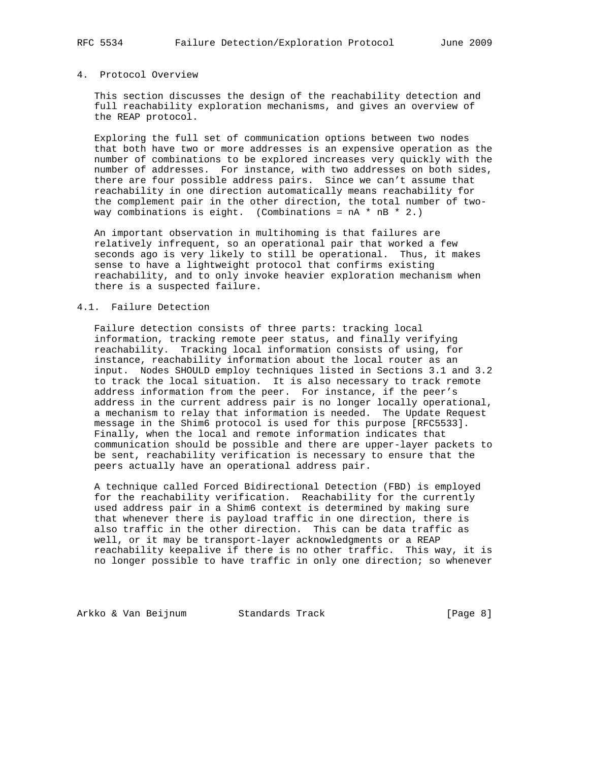## 4. Protocol Overview

This section discusses the design of the reachability detection and full reachability exploration mechanisms, and gives an overview of the REAP protocol.

Exploring the full set of communication options between two nodes that both have two or more addresses is an expensive operation as the number of combinations to be explored increases very quickly with the number of addresses. For instance, with two addresses on both sides, there are four possible address pairs. Since we can't assume that reachability in one direction automatically means reachability for the complement pair in the other direction, the total number of two-way combinations is eight. (Combinations = nA * nB * 2.)

An important observation in multihoming is that failures are relatively infrequent, so an operational pair that worked a few seconds ago is very likely to still be operational. Thus, it makes sense to have a lightweight protocol that confirms existing reachability, and to only invoke heavier exploration mechanism when there is a suspected failure.

### 4.1. Failure Detection

Failure detection consists of three parts: tracking local information, tracking remote peer status, and finally verifying reachability. Tracking local information consists of using, for instance, reachability information about the local router as an input. Nodes SHOULD employ techniques listed in Sections 3.1 and 3.2 to track the local situation. It is also necessary to track remote address information from the peer. For instance, if the peer's address in the current address pair is no longer locally operational, a mechanism to relay that information is needed. The Update Request message in the Shim6 protocol is used for this purpose [RFC5533]. Finally, when the local and remote information indicates that communication should be possible and there are upper-layer packets to be sent, reachability verification is necessary to ensure that the peers actually have an operational address pair.

A technique called Forced Bidirectional Detection (FBD) is employed for the reachability verification. Reachability for the currently used address pair in a Shim6 context is determined by making sure that whenever there is payload traffic in one direction, there is also traffic in the other direction. This can be data traffic as well, or it may be transport-layer acknowledgments or a REAP reachability keepalive if there is no other traffic. This way, it is no longer possible to have traffic in only one direction; so whenever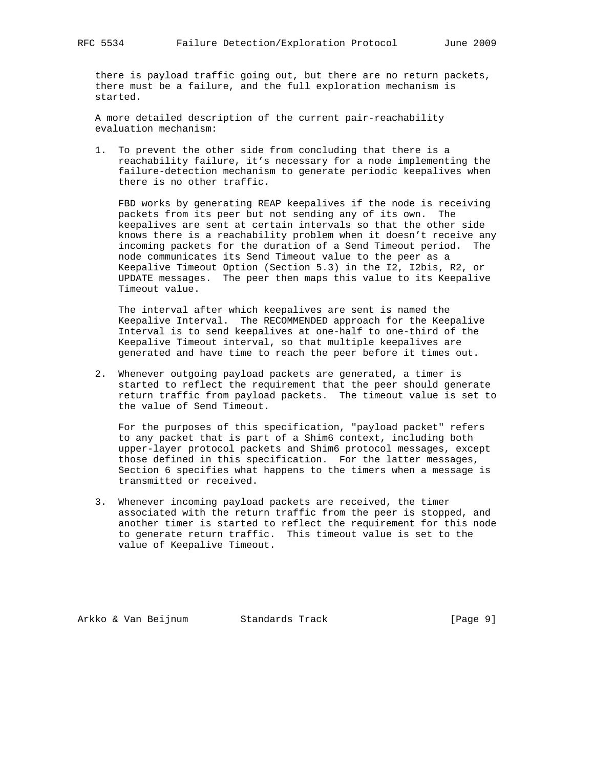there is payload traffic going out, but there are no return packets, there must be a failure, and the full exploration mechanism is started.

A more detailed description of the current pair-reachability evaluation mechanism:

1. To prevent the other side from concluding that there is a reachability failure, it's necessary for a node implementing the failure-detection mechanism to generate periodic keepalives when there is no other traffic.

   FBD works by generating REAP keepalives if the node is receiving packets from its peer but not sending any of its own. The keepalives are sent at certain intervals so that the other side knows there is a reachability problem when it doesn't receive any incoming packets for the duration of a Send Timeout period. The node communicates its Send Timeout value to the peer as a Keepalive Timeout Option (Section 5.3) in the I2, I2bis, R2, or UPDATE messages. The peer then maps this value to its Keepalive Timeout value.

   The interval after which keepalives are sent is named the Keepalive Interval. The RECOMMENDED approach for the Keepalive Interval is to send keepalives at one-half to one-third of the Keepalive Timeout interval, so that multiple keepalives are generated and have time to reach the peer before it times out.

2. Whenever outgoing payload packets are generated, a timer is started to reflect the requirement that the peer should generate return traffic from payload packets. The timeout value is set to the value of Send Timeout.

   For the purposes of this specification, "payload packet" refers to any packet that is part of a Shim6 context, including both upper-layer protocol packets and Shim6 protocol messages, except those defined in this specification. For the latter messages, Section 6 specifies what happens to the timers when a message is transmitted or received.

3. Whenever incoming payload packets are received, the timer associated with the return traffic from the peer is stopped, and another timer is started to reflect the requirement for this node to generate return traffic. This timeout value is set to the value of Keepalive Timeout.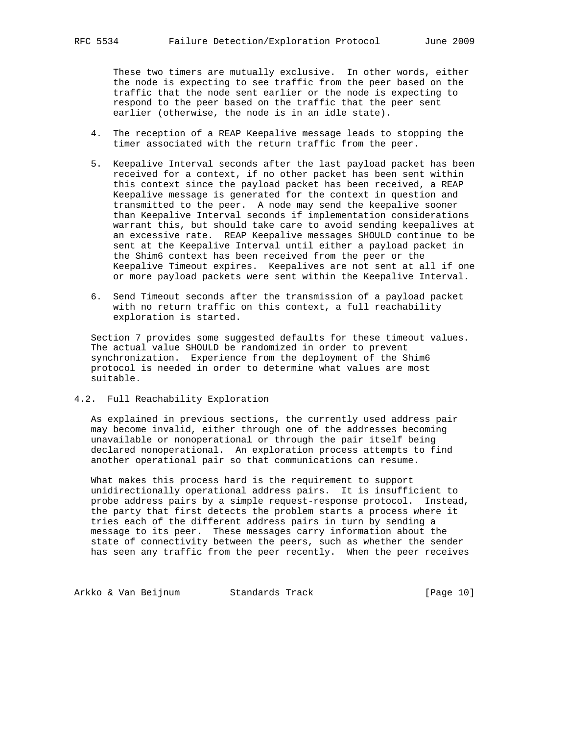These two timers are mutually exclusive. In other words, either the node is expecting to see traffic from the peer based on the traffic that the node sent earlier or the node is expecting to respond to the peer based on the traffic that the peer sent earlier (otherwise, the node is in an idle state).

4. The reception of a REAP Keepalive message leads to stopping the timer associated with the return traffic from the peer.

5. Keepalive Interval seconds after the last payload packet has been received for a context, if no other packet has been sent within this context since the payload packet has been received, a REAP Keepalive message is generated for the context in question and transmitted to the peer. A node may send the keepalive sooner than Keepalive Interval seconds if implementation considerations warrant this, but should take care to avoid sending keepalives at an excessive rate. REAP Keepalive messages SHOULD continue to be sent at the Keepalive Interval until either a payload packet in the Shim6 context has been received from the peer or the Keepalive Timeout expires. Keepalives are not sent at all if one or more payload packets were sent within the Keepalive Interval.

6. Send Timeout seconds after the transmission of a payload packet with no return traffic on this context, a full reachability exploration is started.

Section 7 provides some suggested defaults for these timeout values. The actual value SHOULD be randomized in order to prevent synchronization. Experience from the deployment of the Shim6 protocol is needed in order to determine what values are most suitable.

## 4.2. Full Reachability Exploration

As explained in previous sections, the currently used address pair may become invalid, either through one of the addresses becoming unavailable or nonoperational or through the pair itself being declared nonoperational. An exploration process attempts to find another operational pair so that communications can resume.

What makes this process hard is the requirement to support unidirectionally operational address pairs. It is insufficient to probe address pairs by a simple request-response protocol. Instead, the party that first detects the problem starts a process where it tries each of the different address pairs in turn by sending a message to its peer. These messages carry information about the state of connectivity between the peers, such as whether the sender has seen any traffic from the peer recently. When the peer receives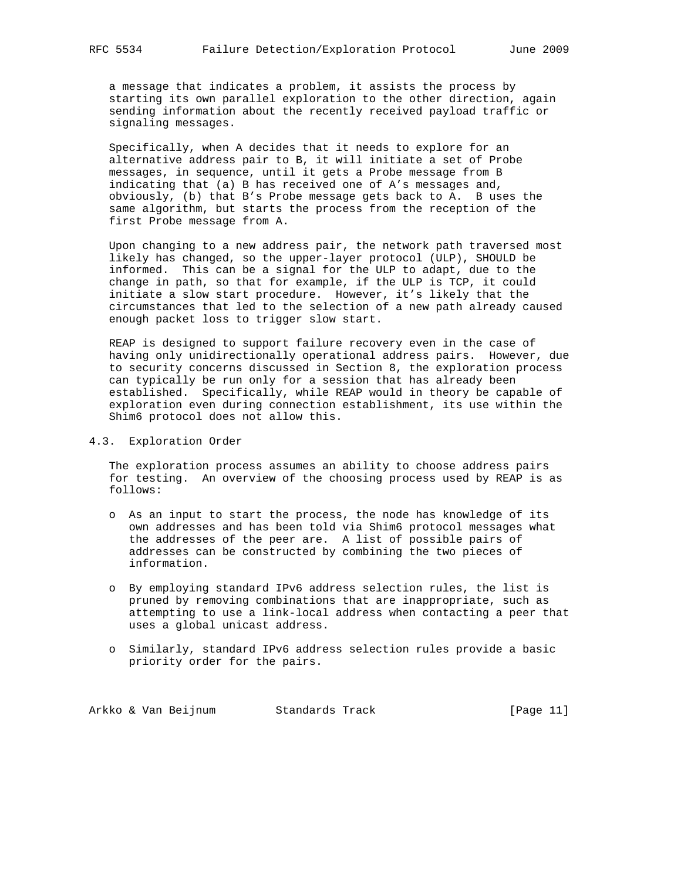a message that indicates a problem, it assists the process by starting its own parallel exploration to the other direction, again sending information about the recently received payload traffic or signaling messages.

Specifically, when A decides that it needs to explore for an alternative address pair to B, it will initiate a set of Probe messages, in sequence, until it gets a Probe message from B indicating that (a) B has received one of A's messages and, obviously, (b) that B's Probe message gets back to A. B uses the same algorithm, but starts the process from the reception of the first Probe message from A.

Upon changing to a new address pair, the network path traversed most likely has changed, so the upper-layer protocol (ULP), SHOULD be informed. This can be a signal for the ULP to adapt, due to the change in path, so that for example, if the ULP is TCP, it could initiate a slow start procedure. However, it's likely that the circumstances that led to the selection of a new path already caused enough packet loss to trigger slow start.

REAP is designed to support failure recovery even in the case of having only unidirectionally operational address pairs. However, due to security concerns discussed in Section 8, the exploration process can typically be run only for a session that has already been established. Specifically, while REAP would in theory be capable of exploration even during connection establishment, its use within the Shim6 protocol does not allow this.

## 4.3. Exploration Order

The exploration process assumes an ability to choose address pairs for testing. An overview of the choosing process used by REAP is as follows:

- As an input to start the process, the node has knowledge of its own addresses and has been told via Shim6 protocol messages what the addresses of the peer are. A list of possible pairs of addresses can be constructed by combining the two pieces of information.

- By employing standard IPv6 address selection rules, the list is pruned by removing combinations that are inappropriate, such as attempting to use a link-local address when contacting a peer that uses a global unicast address.

- Similarly, standard IPv6 address selection rules provide a basic priority order for the pairs.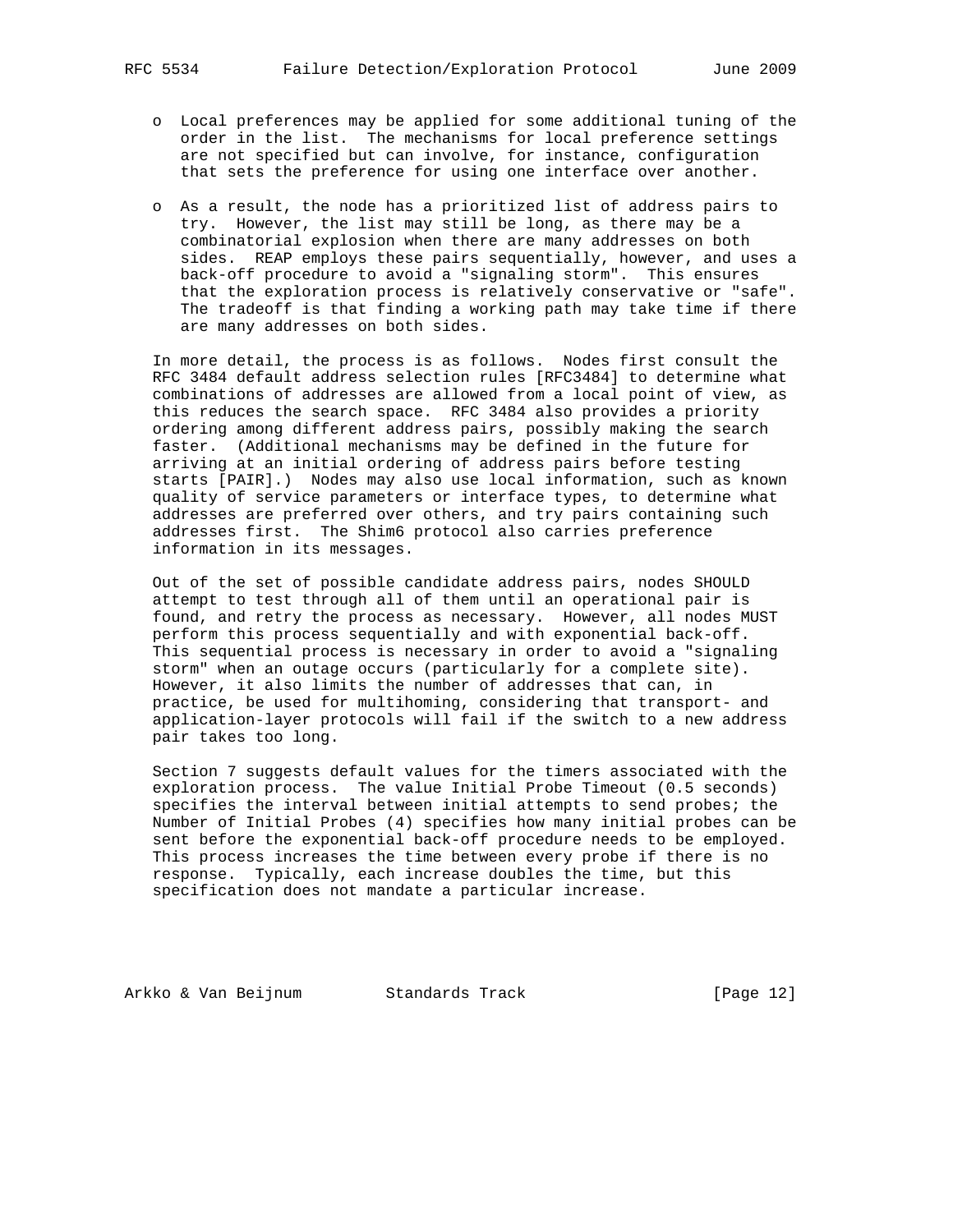- Local preferences may be applied for some additional tuning of the order in the list. The mechanisms for local preference settings are not specified but can involve, for instance, configuration that sets the preference for using one interface over another.

- As a result, the node has a prioritized list of address pairs to try. However, the list may still be long, as there may be a combinatorial explosion when there are many addresses on both sides. REAP employs these pairs sequentially, however, and uses a back-off procedure to avoid a "signaling storm". This ensures that the exploration process is relatively conservative or "safe". The tradeoff is that finding a working path may take time if there are many addresses on both sides.

In more detail, the process is as follows. Nodes first consult the RFC 3484 default address selection rules [RFC3484] to determine what combinations of addresses are allowed from a local point of view, as this reduces the search space. RFC 3484 also provides a priority ordering among different address pairs, possibly making the search faster. (Additional mechanisms may be defined in the future for arriving at an initial ordering of address pairs before testing starts [PAIR].) Nodes may also use local information, such as known quality of service parameters or interface types, to determine what addresses are preferred over others, and try pairs containing such addresses first. The Shim6 protocol also carries preference information in its messages.

Out of the set of possible candidate address pairs, nodes SHOULD attempt to test through all of them until an operational pair is found, and retry the process as necessary. However, all nodes MUST perform this process sequentially and with exponential back-off. This sequential process is necessary in order to avoid a "signaling storm" when an outage occurs (particularly for a complete site). However, it also limits the number of addresses that can, in practice, be used for multihoming, considering that transport- and application-layer protocols will fail if the switch to a new address pair takes too long.

Section 7 suggests default values for the timers associated with the exploration process. The value Initial Probe Timeout (0.5 seconds) specifies the interval between initial attempts to send probes; the Number of Initial Probes (4) specifies how many initial probes can be sent before the exponential back-off procedure needs to be employed. This process increases the time between every probe if there is no response. Typically, each increase doubles the time, but this specification does not mandate a particular increase.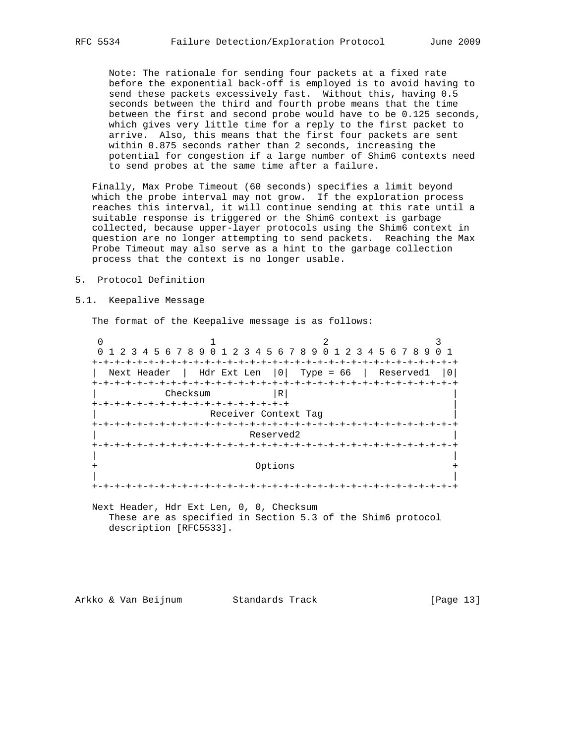Note: The rationale for sending four packets at a fixed rate before the exponential back-off is employed is to avoid having to send these packets excessively fast. Without this, having 0.5 seconds between the third and fourth probe means that the time between the first and second probe would have to be 0.125 seconds, which gives very little time for a reply to the first packet to arrive. Also, this means that the first four packets are sent within 0.875 seconds rather than 2 seconds, increasing the potential for congestion if a large number of Shim6 contexts need to send probes at the same time after a failure.

Finally, Max Probe Timeout (60 seconds) specifies a limit beyond which the probe interval may not grow. If the exploration process reaches this interval, it will continue sending at this rate until a suitable response is triggered or the Shim6 context is garbage collected, because upper-layer protocols using the Shim6 context in question are no longer attempting to send packets. Reaching the Max Probe Timeout may also serve as a hint to the garbage collection process that the context is no longer usable.

## 5. Protocol Definition

### 5.1. Keepalive Message

The format of the Keepalive message is as follows:

```
 0                   1                   2                   3
 0 1 2 3 4 5 6 7 8 9 0 1 2 3 4 5 6 7 8 9 0 1 2 3 4 5 6 7 8 9 0 1
+-+-+-+-+-+-+-+-+-+-+-+-+-+-+-+-+-+-+-+-+-+-+-+-+-+-+-+-+-+-+-+-+
|  Next Header  |  Hdr Ext Len  |0|  Type = 66  |  Reserved1  |0|
+-+-+-+-+-+-+-+-+-+-+-+-+-+-+-+-+-+-+-+-+-+-+-+-+-+-+-+-+-+-+-+-+
|            Checksum           |R|                             |
+-+-+-+-+-+-+-+-+-+-+-+-+-+-+-+-+-+                             |
|                    Receiver Context Tag                       |
+-+-+-+-+-+-+-+-+-+-+-+-+-+-+-+-+-+-+-+-+-+-+-+-+-+-+-+-+-+-+-+-+
|                           Reserved2                           |
+-+-+-+-+-+-+-+-+-+-+-+-+-+-+-+-+-+-+-+-+-+-+-+-+-+-+-+-+-+-+-+-+
|                                                               |
+                            Options                            +
|                                                               |
+-+-+-+-+-+-+-+-+-+-+-+-+-+-+-+-+-+-+-+-+-+-+-+-+-+-+-+-+-+-+-+-+
```

Next Header, Hdr Ext Len, 0, 0, Checksum
   These are as specified in Section 5.3 of the Shim6 protocol description [RFC5533].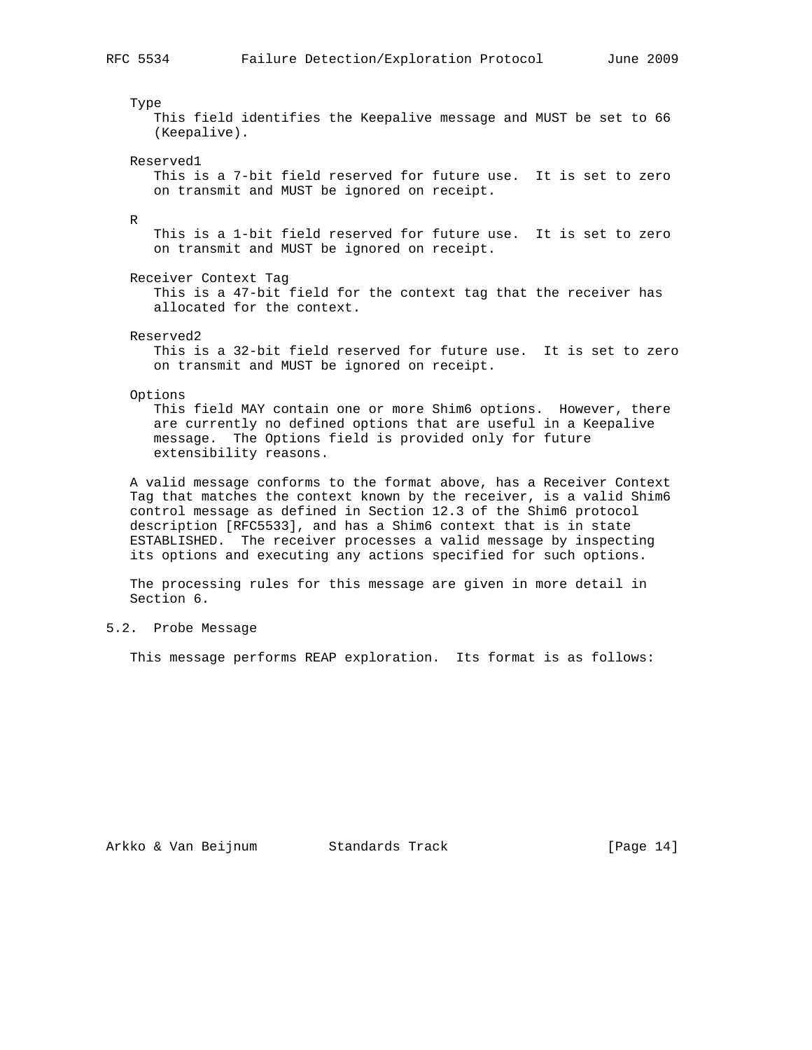Type
: This field identifies the Keepalive message and MUST be set to 66 (Keepalive).

Reserved1
: This is a 7-bit field reserved for future use. It is set to zero on transmit and MUST be ignored on receipt.

R
: This is a 1-bit field reserved for future use. It is set to zero on transmit and MUST be ignored on receipt.

Receiver Context Tag
: This is a 47-bit field for the context tag that the receiver has allocated for the context.

Reserved2
: This is a 32-bit field reserved for future use. It is set to zero on transmit and MUST be ignored on receipt.

Options
: This field MAY contain one or more Shim6 options. However, there are currently no defined options that are useful in a Keepalive message. The Options field is provided only for future extensibility reasons.

A valid message conforms to the format above, has a Receiver Context Tag that matches the context known by the receiver, is a valid Shim6 control message as defined in Section 12.3 of the Shim6 protocol description [RFC5533], and has a Shim6 context that is in state ESTABLISHED. The receiver processes a valid message by inspecting its options and executing any actions specified for such options.

The processing rules for this message are given in more detail in Section 6.

## 5.2. Probe Message

This message performs REAP exploration. Its format is as follows: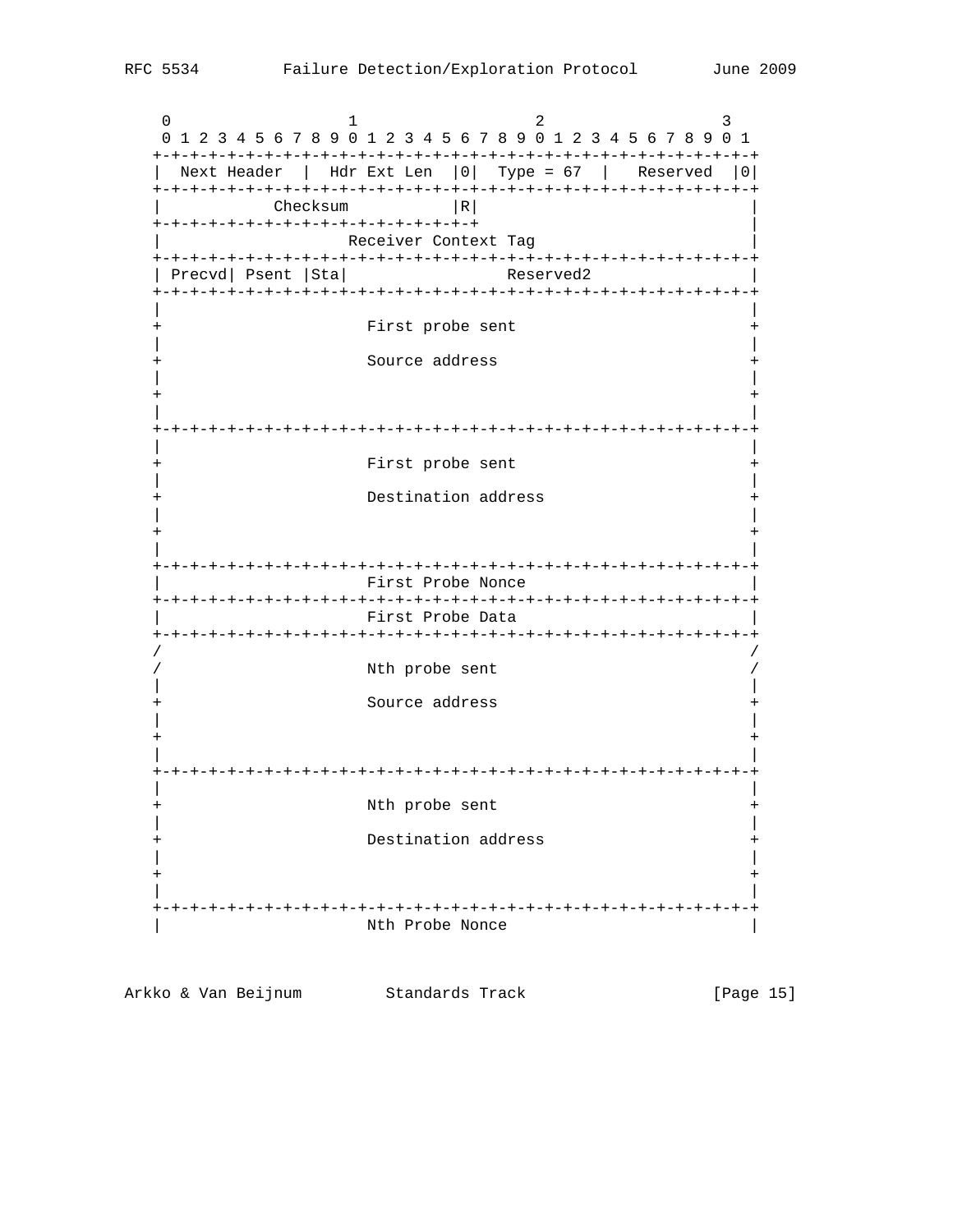```
    0                   1                   2                   3
    0 1 2 3 4 5 6 7 8 9 0 1 2 3 4 5 6 7 8 9 0 1 2 3 4 5 6 7 8 9 0 1
   +-+-+-+-+-+-+-+-+-+-+-+-+-+-+-+-+-+-+-+-+-+-+-+-+-+-+-+-+-+-+-+-+
   |  Next Header  |  Hdr Ext Len  |0|  Type = 67  |   Reserved  |0|
   +-+-+-+-+-+-+-+-+-+-+-+-+-+-+-+-+-+-+-+-+-+-+-+-+-+-+-+-+-+-+-+-+
   |          Checksum           |R|                               |
   +-+-+-+-+-+-+-+-+-+-+-+-+-+-+-+-+                               |
   |                     Receiver Context Tag                      |
   +-+-+-+-+-+-+-+-+-+-+-+-+-+-+-+-+-+-+-+-+-+-+-+-+-+-+-+-+-+-+-+-+
   | Precvd| Psent |Sta|                 Reserved2                 |
   +-+-+-+-+-+-+-+-+-+-+-+-+-+-+-+-+-+-+-+-+-+-+-+-+-+-+-+-+-+-+-+-+
   |                                                               |
   +                       First probe sent                        +
   |                                                               |
   +                       Source address                          +
   |                                                               |
   +                                                               +
   |                                                               |
   +-+-+-+-+-+-+-+-+-+-+-+-+-+-+-+-+-+-+-+-+-+-+-+-+-+-+-+-+-+-+-+-+
   |                                                               |
   +                       First probe sent                        +
   |                                                               |
   +                       Destination address                     +
   |                                                               |
   +                                                               +
   |                                                               |
   +-+-+-+-+-+-+-+-+-+-+-+-+-+-+-+-+-+-+-+-+-+-+-+-+-+-+-+-+-+-+-+-+
   |                       First Probe Nonce                       |
   +-+-+-+-+-+-+-+-+-+-+-+-+-+-+-+-+-+-+-+-+-+-+-+-+-+-+-+-+-+-+-+-+
   |                       First Probe Data                        |
   +-+-+-+-+-+-+-+-+-+-+-+-+-+-+-+-+-+-+-+-+-+-+-+-+-+-+-+-+-+-+-+-+
   /                                                               /
   /                       Nth probe sent                          /
   |                                                               |
   +                       Source address                          +
   |                                                               |
   +                                                               +
   |                                                               |
   +-+-+-+-+-+-+-+-+-+-+-+-+-+-+-+-+-+-+-+-+-+-+-+-+-+-+-+-+-+-+-+-+
   |                                                               |
   +                       Nth probe sent                          +
   |                                                               |
   +                       Destination address                     +
   |                                                               |
   +                                                               +
   |                                                               |
   +-+-+-+-+-+-+-+-+-+-+-+-+-+-+-+-+-+-+-+-+-+-+-+-+-+-+-+-+-+-+-+-+
   |                       Nth Probe Nonce                         |
```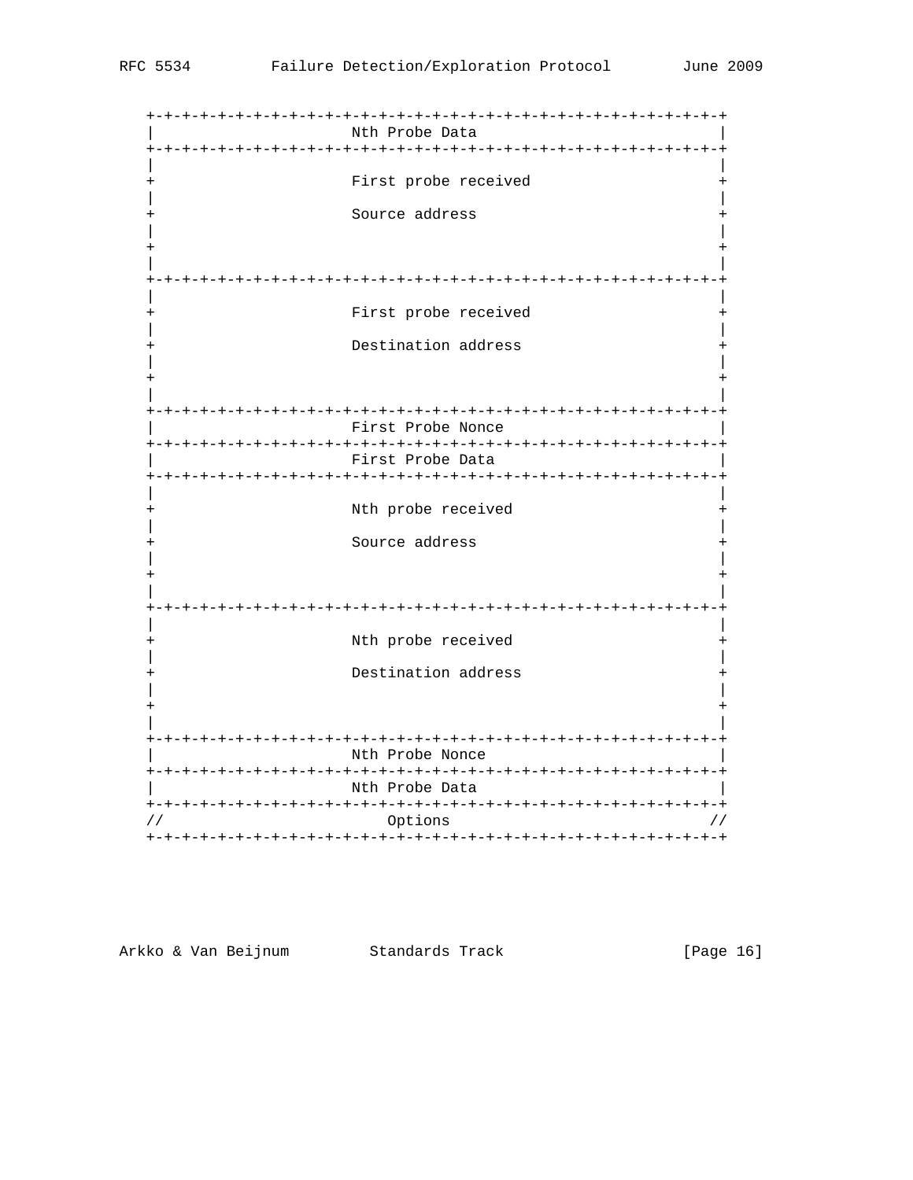```
    +-+-+-+-+-+-+-+-+-+-+-+-+-+-+-+-+-+-+-+-+-+-+-+-+-+-+-+-+-+-+-+-+
    |                       Nth Probe Data                          |
    +-+-+-+-+-+-+-+-+-+-+-+-+-+-+-+-+-+-+-+-+-+-+-+-+-+-+-+-+-+-+-+-+
    |                                                               |
    +                       First probe received                    +
    |                                                               |
    +                       Source address                          +
    |                                                               |
    +                                                               +
    |                                                               |
    +-+-+-+-+-+-+-+-+-+-+-+-+-+-+-+-+-+-+-+-+-+-+-+-+-+-+-+-+-+-+-+-+
    |                                                               |
    +                       First probe received                    +
    |                                                               |
    +                       Destination address                     +
    |                                                               |
    +                                                               +
    |                                                               |
    +-+-+-+-+-+-+-+-+-+-+-+-+-+-+-+-+-+-+-+-+-+-+-+-+-+-+-+-+-+-+-+-+
    |                       First Probe Nonce                       |
    +-+-+-+-+-+-+-+-+-+-+-+-+-+-+-+-+-+-+-+-+-+-+-+-+-+-+-+-+-+-+-+-+
    |                       First Probe Data                        |
    +-+-+-+-+-+-+-+-+-+-+-+-+-+-+-+-+-+-+-+-+-+-+-+-+-+-+-+-+-+-+-+-+
    |                                                               |
    +                       Nth probe received                      +
    |                                                               |
    +                       Source address                          +
    |                                                               |
    +                                                               +
    |                                                               |
    +-+-+-+-+-+-+-+-+-+-+-+-+-+-+-+-+-+-+-+-+-+-+-+-+-+-+-+-+-+-+-+-+
    |                                                               |
    +                       Nth probe received                      +
    |                                                               |
    +                       Destination address                     +
    |                                                               |
    +                                                               +
    |                                                               |
    +-+-+-+-+-+-+-+-+-+-+-+-+-+-+-+-+-+-+-+-+-+-+-+-+-+-+-+-+-+-+-+-+
    |                       Nth Probe Nonce                         |
    +-+-+-+-+-+-+-+-+-+-+-+-+-+-+-+-+-+-+-+-+-+-+-+-+-+-+-+-+-+-+-+-+
    |                       Nth Probe Data                          |
    +-+-+-+-+-+-+-+-+-+-+-+-+-+-+-+-+-+-+-+-+-+-+-+-+-+-+-+-+-+-+-+-+
    //                          Options                            //
    +-+-+-+-+-+-+-+-+-+-+-+-+-+-+-+-+-+-+-+-+-+-+-+-+-+-+-+-+-+-+-+-+
```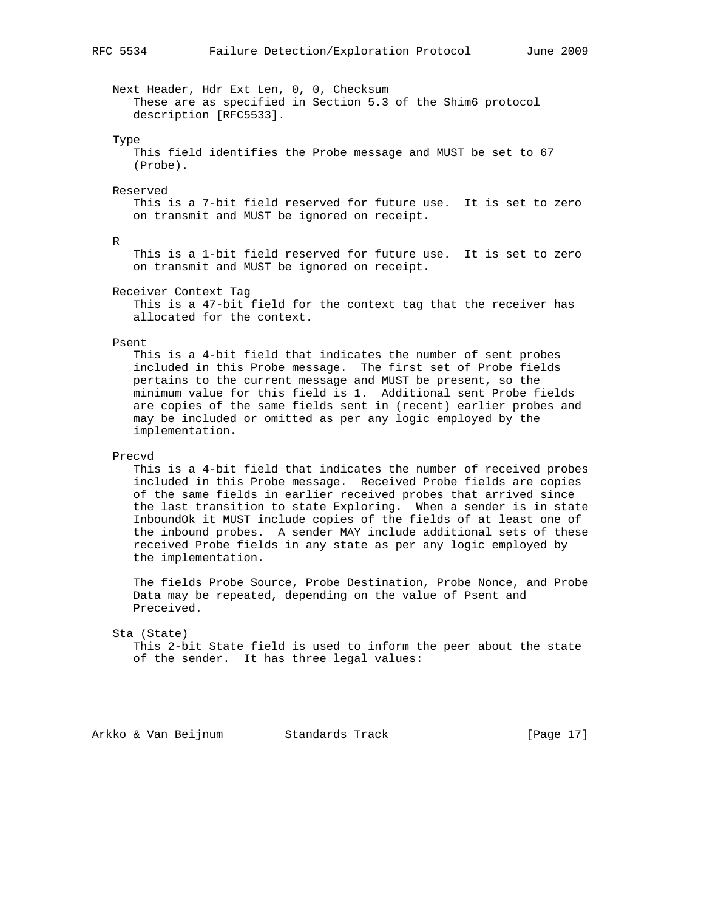Next Header, Hdr Ext Len, 0, 0, Checksum
These are as specified in Section 5.3 of the Shim6 protocol description [RFC5533].

Type
This field identifies the Probe message and MUST be set to 67 (Probe).

Reserved
This is a 7-bit field reserved for future use. It is set to zero on transmit and MUST be ignored on receipt.

R
This is a 1-bit field reserved for future use. It is set to zero on transmit and MUST be ignored on receipt.

Receiver Context Tag
This is a 47-bit field for the context tag that the receiver has allocated for the context.

Psent
This is a 4-bit field that indicates the number of sent probes included in this Probe message. The first set of Probe fields pertains to the current message and MUST be present, so the minimum value for this field is 1. Additional sent Probe fields are copies of the same fields sent in (recent) earlier probes and may be included or omitted as per any logic employed by the implementation.

Precvd
This is a 4-bit field that indicates the number of received probes included in this Probe message. Received Probe fields are copies of the same fields in earlier received probes that arrived since the last transition to state Exploring. When a sender is in state InboundOk it MUST include copies of the fields of at least one of the inbound probes. A sender MAY include additional sets of these received Probe fields in any state as per any logic employed by the implementation.

The fields Probe Source, Probe Destination, Probe Nonce, and Probe Data may be repeated, depending on the value of Psent and Preceived.

Sta (State)
This 2-bit State field is used to inform the peer about the state of the sender. It has three legal values: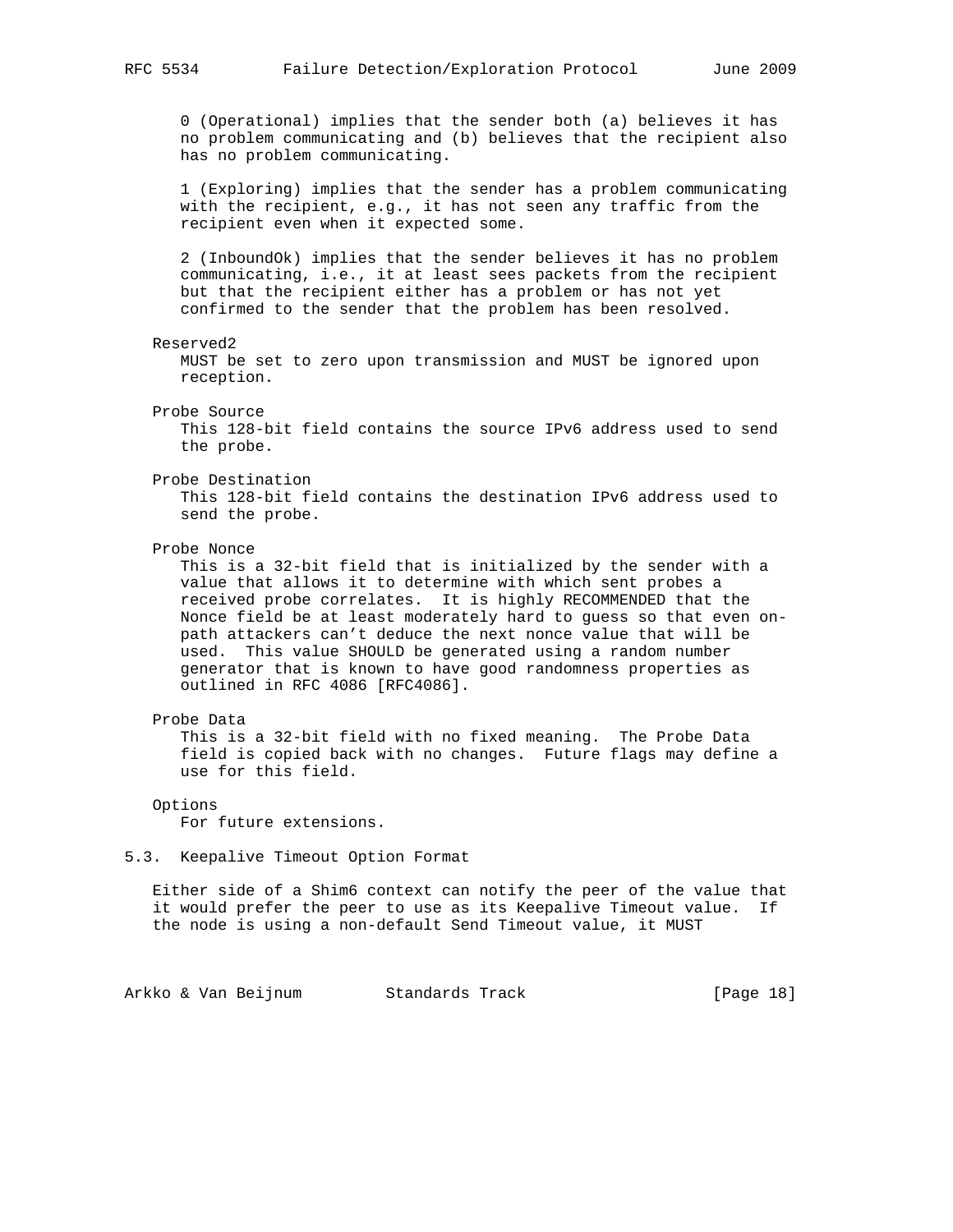0 (Operational) implies that the sender both (a) believes it has no problem communicating and (b) believes that the recipient also has no problem communicating.

1 (Exploring) implies that the sender has a problem communicating with the recipient, e.g., it has not seen any traffic from the recipient even when it expected some.

2 (InboundOk) implies that the sender believes it has no problem communicating, i.e., it at least sees packets from the recipient but that the recipient either has a problem or has not yet confirmed to the sender that the problem has been resolved.

Reserved2
: MUST be set to zero upon transmission and MUST be ignored upon reception.

Probe Source
: This 128-bit field contains the source IPv6 address used to send the probe.

Probe Destination
: This 128-bit field contains the destination IPv6 address used to send the probe.

Probe Nonce
: This is a 32-bit field that is initialized by the sender with a value that allows it to determine with which sent probes a received probe correlates. It is highly RECOMMENDED that the Nonce field be at least moderately hard to guess so that even on-path attackers can't deduce the next nonce value that will be used. This value SHOULD be generated using a random number generator that is known to have good randomness properties as outlined in RFC 4086 [RFC4086].

Probe Data
: This is a 32-bit field with no fixed meaning. The Probe Data field is copied back with no changes. Future flags may define a use for this field.

Options
: For future extensions.

## 5.3. Keepalive Timeout Option Format

Either side of a Shim6 context can notify the peer of the value that it would prefer the peer to use as its Keepalive Timeout value. If the node is using a non-default Send Timeout value, it MUST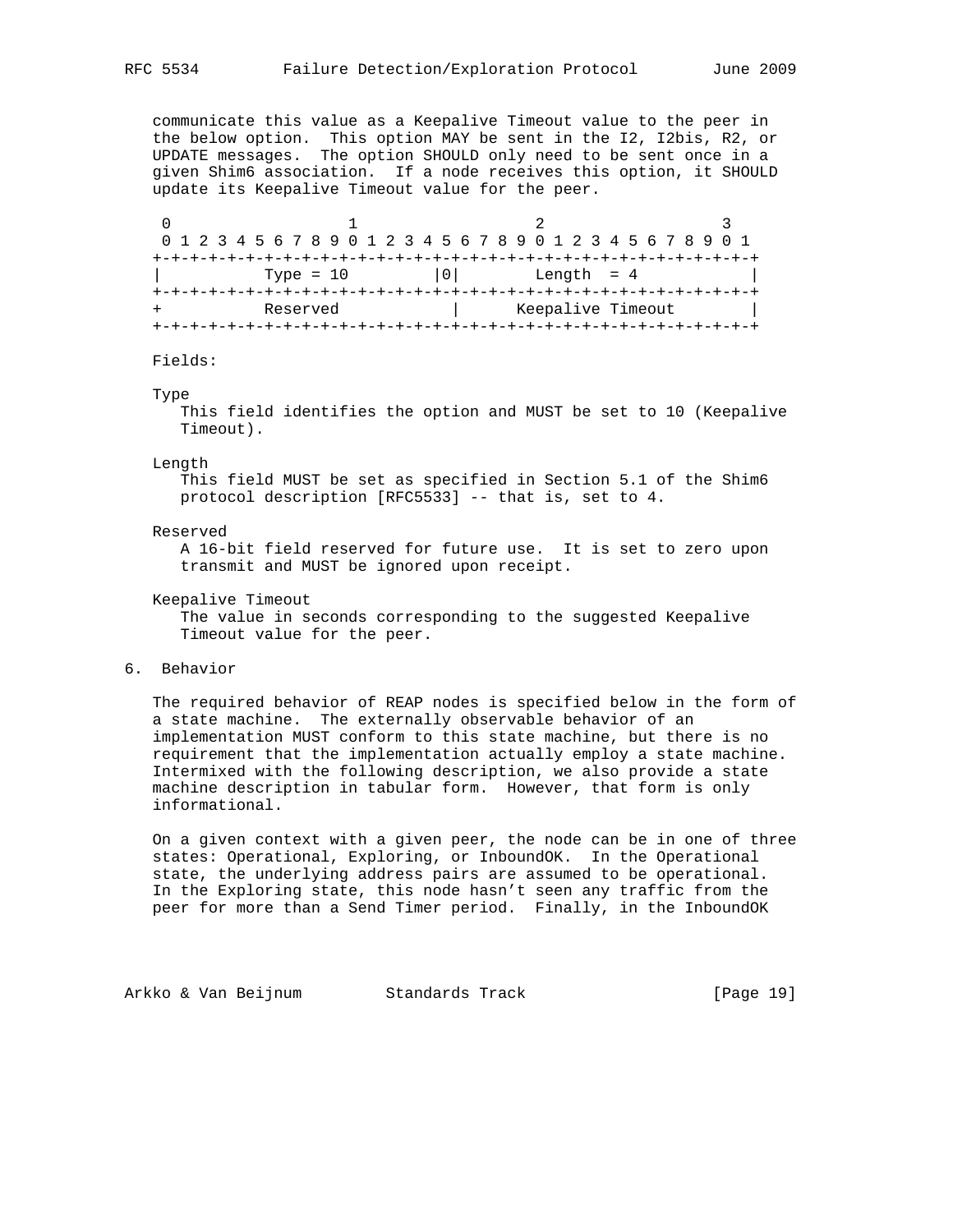communicate this value as a Keepalive Timeout value to the peer in the below option. This option MAY be sent in the I2, I2bis, R2, or UPDATE messages. The option SHOULD only need to be sent once in a given Shim6 association. If a node receives this option, it SHOULD update its Keepalive Timeout value for the peer.

```
 0                   1                   2                   3
 0 1 2 3 4 5 6 7 8 9 0 1 2 3 4 5 6 7 8 9 0 1 2 3 4 5 6 7 8 9 0 1
+-+-+-+-+-+-+-+-+-+-+-+-+-+-+-+-+-+-+-+-+-+-+-+-+-+-+-+-+-+-+-+-+
|          Type = 10          |0|        Length  = 4            |
+-+-+-+-+-+-+-+-+-+-+-+-+-+-+-+-+-+-+-+-+-+-+-+-+-+-+-+-+-+-+-+-+
+          Reserved             |      Keepalive Timeout        |
+-+-+-+-+-+-+-+-+-+-+-+-+-+-+-+-+-+-+-+-+-+-+-+-+-+-+-+-+-+-+-+-+
```

Fields:

Type
  This field identifies the option and MUST be set to 10 (Keepalive Timeout).

Length
  This field MUST be set as specified in Section 5.1 of the Shim6 protocol description [RFC5533] -- that is, set to 4.

Reserved
  A 16-bit field reserved for future use. It is set to zero upon transmit and MUST be ignored upon receipt.

Keepalive Timeout
  The value in seconds corresponding to the suggested Keepalive Timeout value for the peer.

## 6. Behavior

The required behavior of REAP nodes is specified below in the form of a state machine. The externally observable behavior of an implementation MUST conform to this state machine, but there is no requirement that the implementation actually employ a state machine. Intermixed with the following description, we also provide a state machine description in tabular form. However, that form is only informational.

On a given context with a given peer, the node can be in one of three states: Operational, Exploring, or InboundOK. In the Operational state, the underlying address pairs are assumed to be operational. In the Exploring state, this node hasn't seen any traffic from the peer for more than a Send Timer period. Finally, in the InboundOK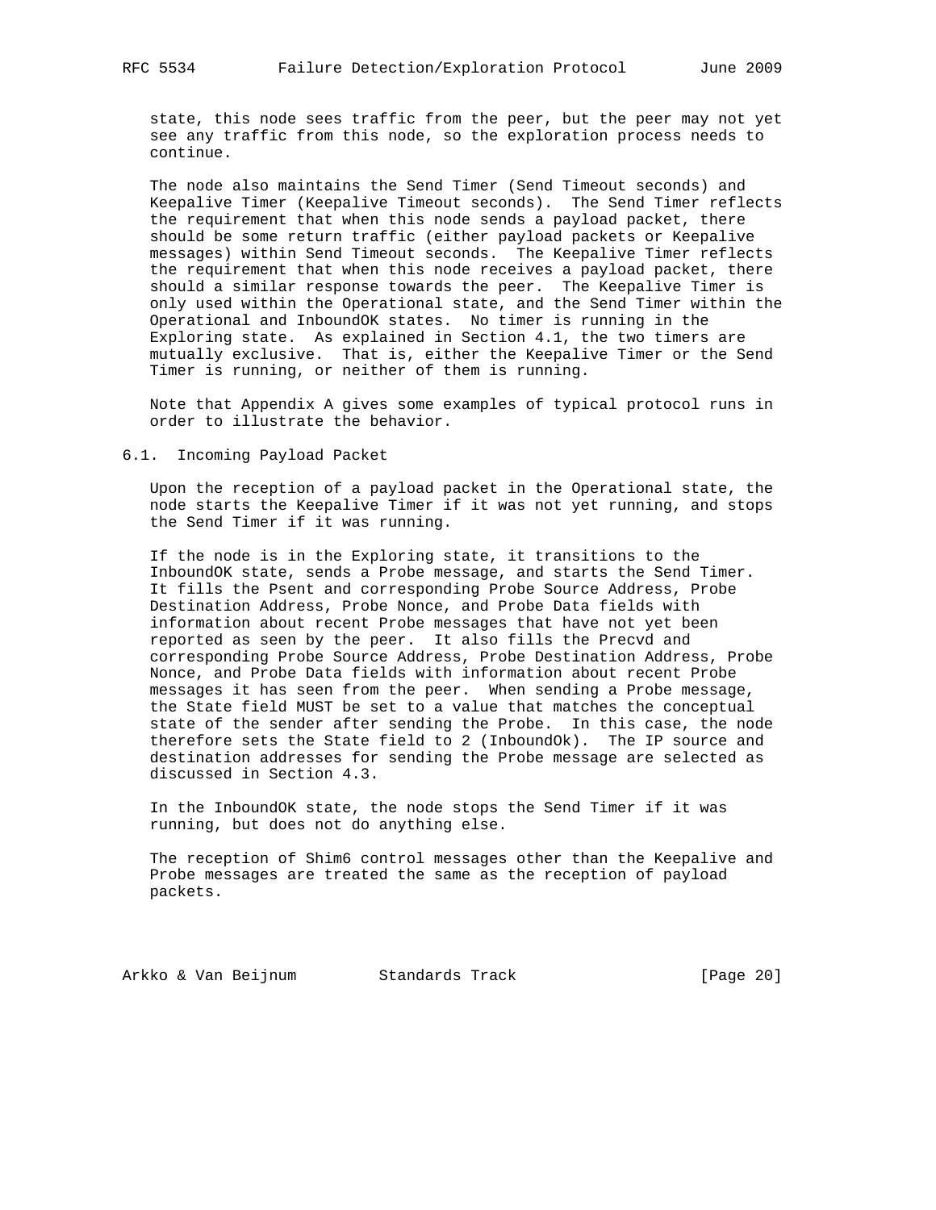state, this node sees traffic from the peer, but the peer may not yet see any traffic from this node, so the exploration process needs to continue.

The node also maintains the Send Timer (Send Timeout seconds) and Keepalive Timer (Keepalive Timeout seconds). The Send Timer reflects the requirement that when this node sends a payload packet, there should be some return traffic (either payload packets or Keepalive messages) within Send Timeout seconds. The Keepalive Timer reflects the requirement that when this node receives a payload packet, there should a similar response towards the peer. The Keepalive Timer is only used within the Operational state, and the Send Timer within the Operational and InboundOK states. No timer is running in the Exploring state. As explained in Section 4.1, the two timers are mutually exclusive. That is, either the Keepalive Timer or the Send Timer is running, or neither of them is running.

Note that Appendix A gives some examples of typical protocol runs in order to illustrate the behavior.

### 6.1. Incoming Payload Packet

Upon the reception of a payload packet in the Operational state, the node starts the Keepalive Timer if it was not yet running, and stops the Send Timer if it was running.

If the node is in the Exploring state, it transitions to the InboundOK state, sends a Probe message, and starts the Send Timer. It fills the Psent and corresponding Probe Source Address, Probe Destination Address, Probe Nonce, and Probe Data fields with information about recent Probe messages that have not yet been reported as seen by the peer. It also fills the Precvd and corresponding Probe Source Address, Probe Destination Address, Probe Nonce, and Probe Data fields with information about recent Probe messages it has seen from the peer. When sending a Probe message, the State field MUST be set to a value that matches the conceptual state of the sender after sending the Probe. In this case, the node therefore sets the State field to 2 (InboundOk). The IP source and destination addresses for sending the Probe message are selected as discussed in Section 4.3.

In the InboundOK state, the node stops the Send Timer if it was running, but does not do anything else.

The reception of Shim6 control messages other than the Keepalive and Probe messages are treated the same as the reception of payload packets.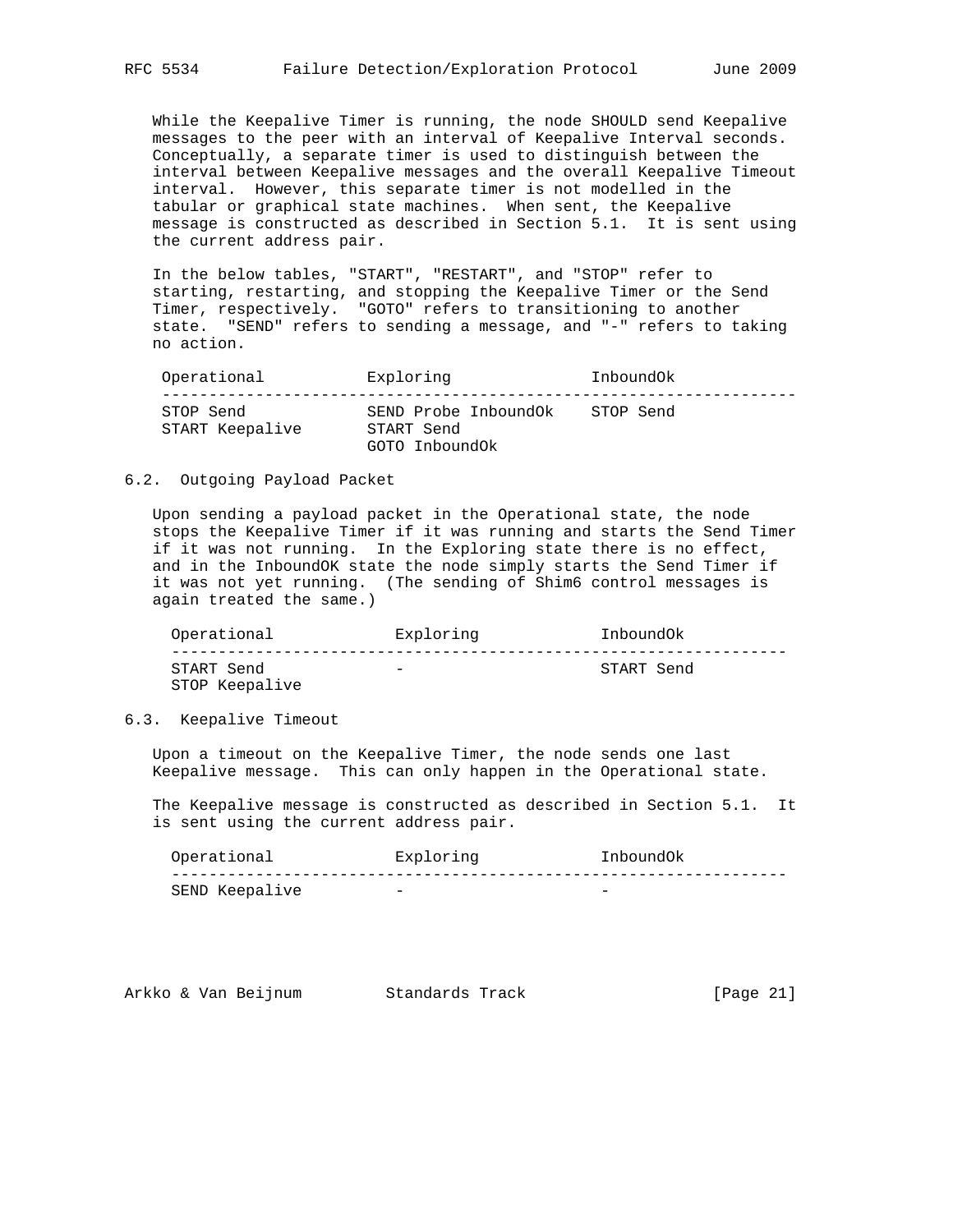While the Keepalive Timer is running, the node SHOULD send Keepalive messages to the peer with an interval of Keepalive Interval seconds. Conceptually, a separate timer is used to distinguish between the interval between Keepalive messages and the overall Keepalive Timeout interval. However, this separate timer is not modelled in the tabular or graphical state machines. When sent, the Keepalive message is constructed as described in Section 5.1. It is sent using the current address pair.

In the below tables, "START", "RESTART", and "STOP" refer to starting, restarting, and stopping the Keepalive Timer or the Send Timer, respectively. "GOTO" refers to transitioning to another state. "SEND" refers to sending a message, and "-" refers to taking no action.

| Operational | Exploring | InboundOk |
|---|---|---|
| STOP Send<br>START Keepalive | SEND Probe InboundOk<br>START Send<br>GOTO InboundOk | STOP Send |

## 6.2. Outgoing Payload Packet

Upon sending a payload packet in the Operational state, the node stops the Keepalive Timer if it was running and starts the Send Timer if it was not running. In the Exploring state there is no effect, and in the InboundOK state the node simply starts the Send Timer if it was not yet running. (The sending of Shim6 control messages is again treated the same.)

| Operational | Exploring | InboundOk |
|---|---|---|
| START Send<br>STOP Keepalive | - | START Send |

## 6.3. Keepalive Timeout

Upon a timeout on the Keepalive Timer, the node sends one last Keepalive message. This can only happen in the Operational state.

The Keepalive message is constructed as described in Section 5.1. It is sent using the current address pair.

| Operational | Exploring | InboundOk |
|---|---|---|
| SEND Keepalive | - | - |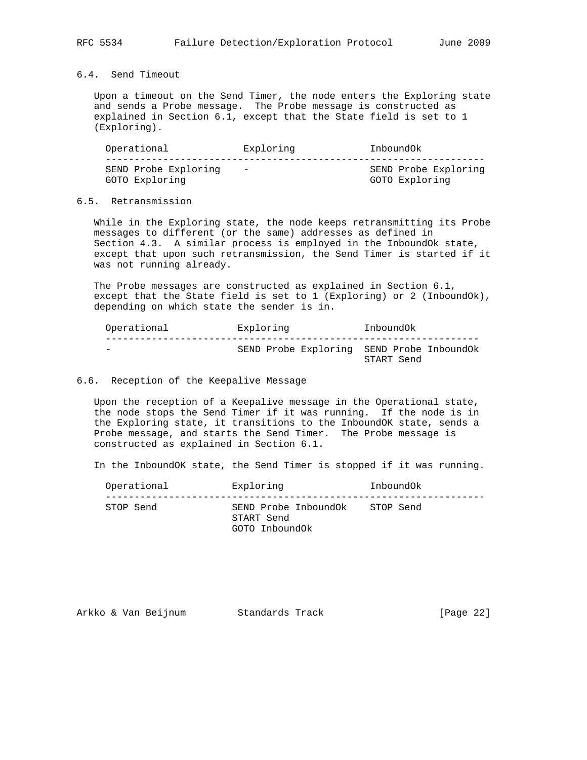### 6.4. Send Timeout

Upon a timeout on the Send Timer, the node enters the Exploring state and sends a Probe message. The Probe message is constructed as explained in Section 6.1, except that the State field is set to 1 (Exploring).

| Operational | Exploring | InboundOk |
| --- | --- | --- |
| SEND Probe Exploring<br>GOTO Exploring | - | SEND Probe Exploring<br>GOTO Exploring |

### 6.5. Retransmission

While in the Exploring state, the node keeps retransmitting its Probe messages to different (or the same) addresses as defined in Section 4.3. A similar process is employed in the InboundOk state, except that upon such retransmission, the Send Timer is started if it was not running already.

The Probe messages are constructed as explained in Section 6.1, except that the State field is set to 1 (Exploring) or 2 (InboundOk), depending on which state the sender is in.

| Operational | Exploring | InboundOk |
| --- | --- | --- |
| - | SEND Probe Exploring | SEND Probe InboundOk<br>START Send |

### 6.6. Reception of the Keepalive Message

Upon the reception of a Keepalive message in the Operational state, the node stops the Send Timer if it was running. If the node is in the Exploring state, it transitions to the InboundOK state, sends a Probe message, and starts the Send Timer. The Probe message is constructed as explained in Section 6.1.

In the InboundOK state, the Send Timer is stopped if it was running.

| Operational | Exploring | InboundOk |
| --- | --- | --- |
| STOP Send | SEND Probe InboundOk<br>START Send<br>GOTO InboundOk | STOP Send |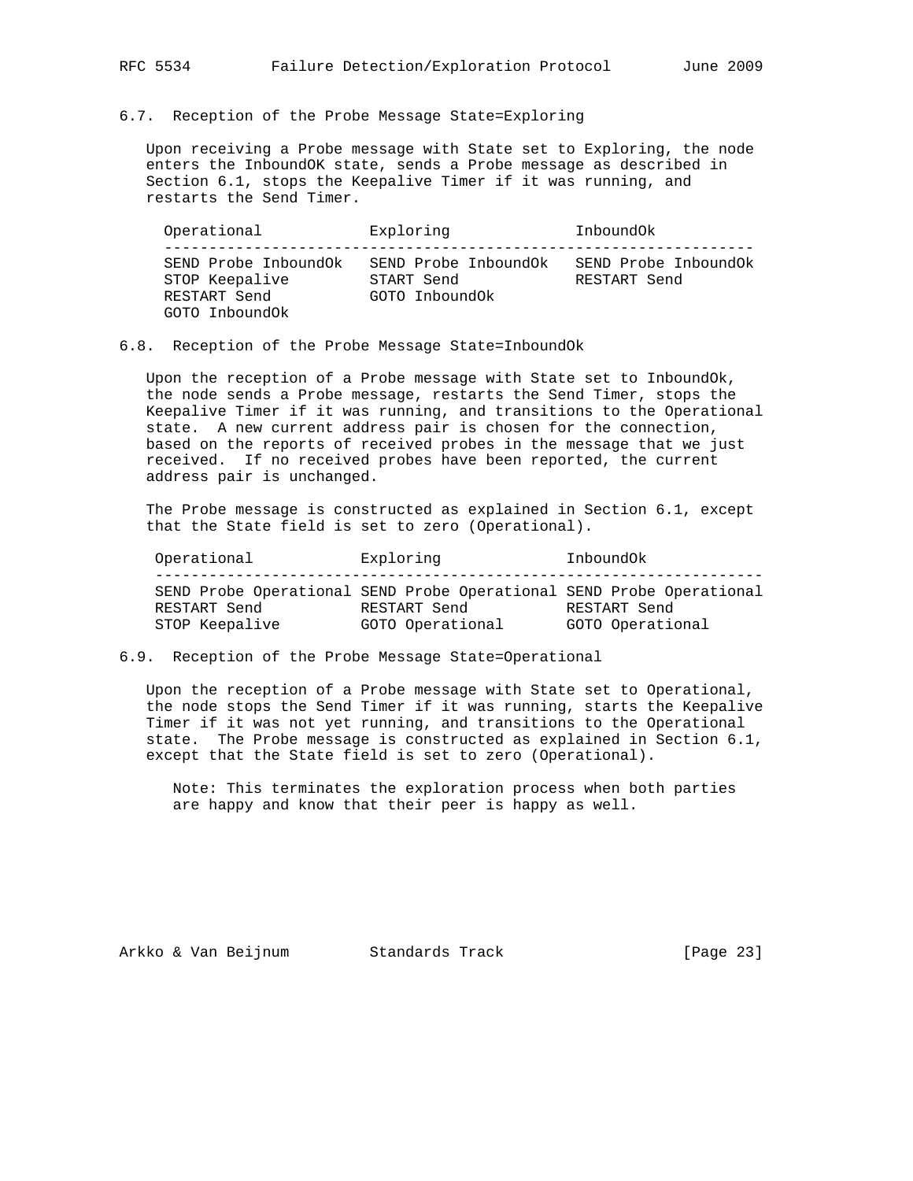### 6.7. Reception of the Probe Message State=Exploring

Upon receiving a Probe message with State set to Exploring, the node enters the InboundOK state, sends a Probe message as described in Section 6.1, stops the Keepalive Timer if it was running, and restarts the Send Timer.

| Operational | Exploring | InboundOk |
| --- | --- | --- |
| SEND Probe InboundOk | SEND Probe InboundOk | SEND Probe InboundOk |
| STOP Keepalive | START Send | RESTART Send |
| RESTART Send | GOTO InboundOk | |
| GOTO InboundOk | | |

### 6.8. Reception of the Probe Message State=InboundOk

Upon the reception of a Probe message with State set to InboundOk, the node sends a Probe message, restarts the Send Timer, stops the Keepalive Timer if it was running, and transitions to the Operational state. A new current address pair is chosen for the connection, based on the reports of received probes in the message that we just received. If no received probes have been reported, the current address pair is unchanged.

The Probe message is constructed as explained in Section 6.1, except that the State field is set to zero (Operational).

| Operational | Exploring | InboundOk |
| --- | --- | --- |
| SEND Probe Operational | SEND Probe Operational | SEND Probe Operational |
| RESTART Send | RESTART Send | RESTART Send |
| STOP Keepalive | GOTO Operational | GOTO Operational |

### 6.9. Reception of the Probe Message State=Operational

Upon the reception of a Probe message with State set to Operational, the node stops the Send Timer if it was running, starts the Keepalive Timer if it was not yet running, and transitions to the Operational state. The Probe message is constructed as explained in Section 6.1, except that the State field is set to zero (Operational).

> Note: This terminates the exploration process when both parties are happy and know that their peer is happy as well.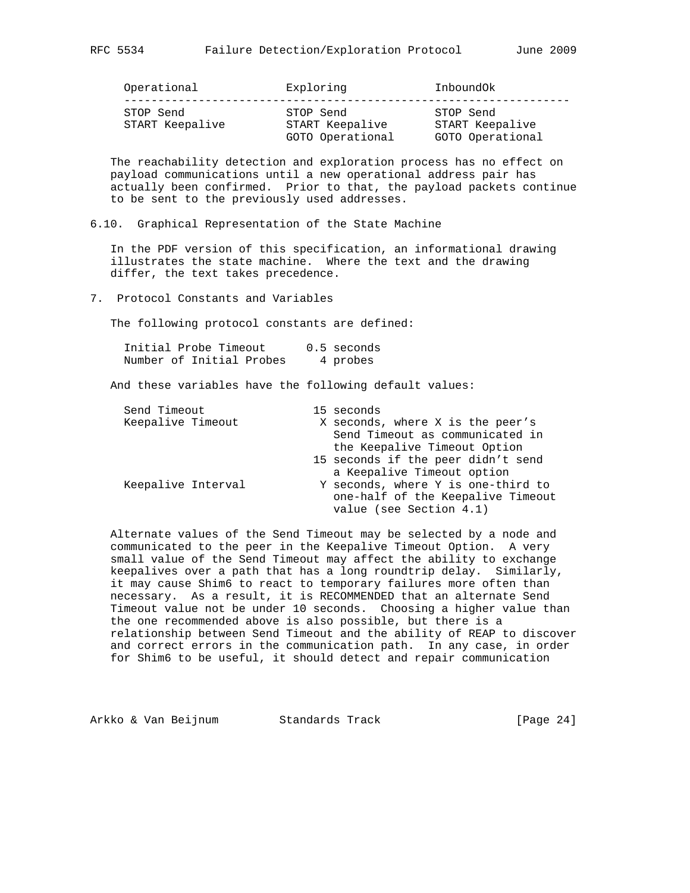| Operational | Exploring | InboundOk |
|---|---|---|
| STOP Send<br>START Keepalive | STOP Send<br>START Keepalive<br>GOTO Operational | STOP Send<br>START Keepalive<br>GOTO Operational |

The reachability detection and exploration process has no effect on payload communications until a new operational address pair has actually been confirmed. Prior to that, the payload packets continue to be sent to the previously used addresses.

### 6.10. Graphical Representation of the State Machine

In the PDF version of this specification, an informational drawing illustrates the state machine. Where the text and the drawing differ, the text takes precedence.

## 7. Protocol Constants and Variables

The following protocol constants are defined:

| | |
|---|---|
| Initial Probe Timeout | 0.5 seconds |
| Number of Initial Probes | 4 probes |

And these variables have the following default values:

| | |
|---|---|
| Send Timeout | 15 seconds |
| Keepalive Timeout | X seconds, where X is the peer's Send Timeout as communicated in the Keepalive Timeout Option<br>15 seconds if the peer didn't send a Keepalive Timeout option |
| Keepalive Interval | Y seconds, where Y is one-third to one-half of the Keepalive Timeout value (see Section 4.1) |

Alternate values of the Send Timeout may be selected by a node and communicated to the peer in the Keepalive Timeout Option. A very small value of the Send Timeout may affect the ability to exchange keepalives over a path that has a long roundtrip delay. Similarly, it may cause Shim6 to react to temporary failures more often than necessary. As a result, it is RECOMMENDED that an alternate Send Timeout value not be under 10 seconds. Choosing a higher value than the one recommended above is also possible, but there is a relationship between Send Timeout and the ability of REAP to discover and correct errors in the communication path. In any case, in order for Shim6 to be useful, it should detect and repair communication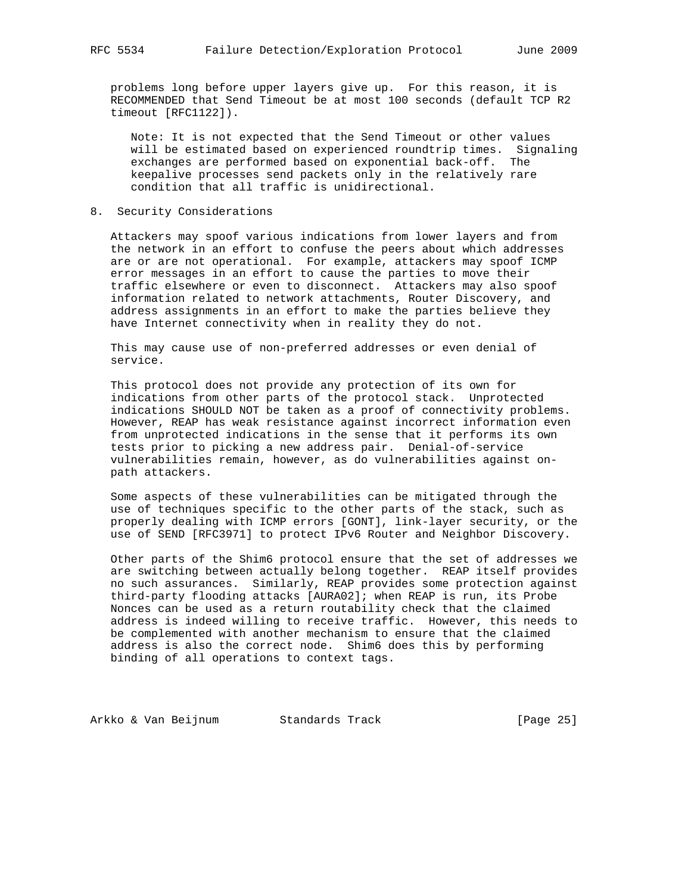problems long before upper layers give up. For this reason, it is RECOMMENDED that Send Timeout be at most 100 seconds (default TCP R2 timeout [RFC1122]).

> Note: It is not expected that the Send Timeout or other values will be estimated based on experienced roundtrip times. Signaling exchanges are performed based on exponential back-off. The keepalive processes send packets only in the relatively rare condition that all traffic is unidirectional.

## 8. Security Considerations

Attackers may spoof various indications from lower layers and from the network in an effort to confuse the peers about which addresses are or are not operational. For example, attackers may spoof ICMP error messages in an effort to cause the parties to move their traffic elsewhere or even to disconnect. Attackers may also spoof information related to network attachments, Router Discovery, and address assignments in an effort to make the parties believe they have Internet connectivity when in reality they do not.

This may cause use of non-preferred addresses or even denial of service.

This protocol does not provide any protection of its own for indications from other parts of the protocol stack. Unprotected indications SHOULD NOT be taken as a proof of connectivity problems. However, REAP has weak resistance against incorrect information even from unprotected indications in the sense that it performs its own tests prior to picking a new address pair. Denial-of-service vulnerabilities remain, however, as do vulnerabilities against on-path attackers.

Some aspects of these vulnerabilities can be mitigated through the use of techniques specific to the other parts of the stack, such as properly dealing with ICMP errors [GONT], link-layer security, or the use of SEND [RFC3971] to protect IPv6 Router and Neighbor Discovery.

Other parts of the Shim6 protocol ensure that the set of addresses we are switching between actually belong together. REAP itself provides no such assurances. Similarly, REAP provides some protection against third-party flooding attacks [AURA02]; when REAP is run, its Probe Nonces can be used as a return routability check that the claimed address is indeed willing to receive traffic. However, this needs to be complemented with another mechanism to ensure that the claimed address is also the correct node. Shim6 does this by performing binding of all operations to context tags.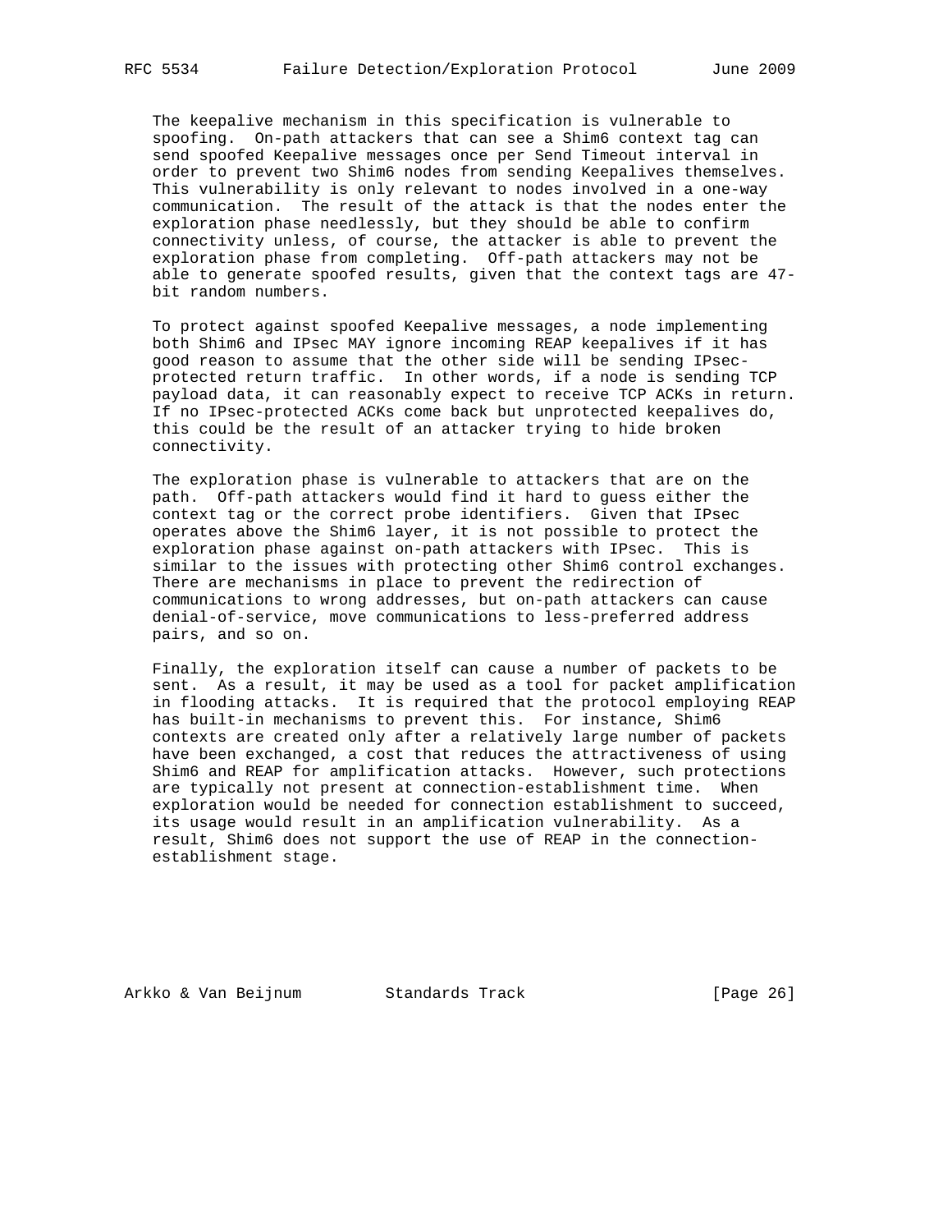The keepalive mechanism in this specification is vulnerable to spoofing. On-path attackers that can see a Shim6 context tag can send spoofed Keepalive messages once per Send Timeout interval in order to prevent two Shim6 nodes from sending Keepalives themselves. This vulnerability is only relevant to nodes involved in a one-way communication. The result of the attack is that the nodes enter the exploration phase needlessly, but they should be able to confirm connectivity unless, of course, the attacker is able to prevent the exploration phase from completing. Off-path attackers may not be able to generate spoofed results, given that the context tags are 47-bit random numbers.

To protect against spoofed Keepalive messages, a node implementing both Shim6 and IPsec MAY ignore incoming REAP keepalives if it has good reason to assume that the other side will be sending IPsec-protected return traffic. In other words, if a node is sending TCP payload data, it can reasonably expect to receive TCP ACKs in return. If no IPsec-protected ACKs come back but unprotected keepalives do, this could be the result of an attacker trying to hide broken connectivity.

The exploration phase is vulnerable to attackers that are on the path. Off-path attackers would find it hard to guess either the context tag or the correct probe identifiers. Given that IPsec operates above the Shim6 layer, it is not possible to protect the exploration phase against on-path attackers with IPsec. This is similar to the issues with protecting other Shim6 control exchanges. There are mechanisms in place to prevent the redirection of communications to wrong addresses, but on-path attackers can cause denial-of-service, move communications to less-preferred address pairs, and so on.

Finally, the exploration itself can cause a number of packets to be sent. As a result, it may be used as a tool for packet amplification in flooding attacks. It is required that the protocol employing REAP has built-in mechanisms to prevent this. For instance, Shim6 contexts are created only after a relatively large number of packets have been exchanged, a cost that reduces the attractiveness of using Shim6 and REAP for amplification attacks. However, such protections are typically not present at connection-establishment time. When exploration would be needed for connection establishment to succeed, its usage would result in an amplification vulnerability. As a result, Shim6 does not support the use of REAP in the connection-establishment stage.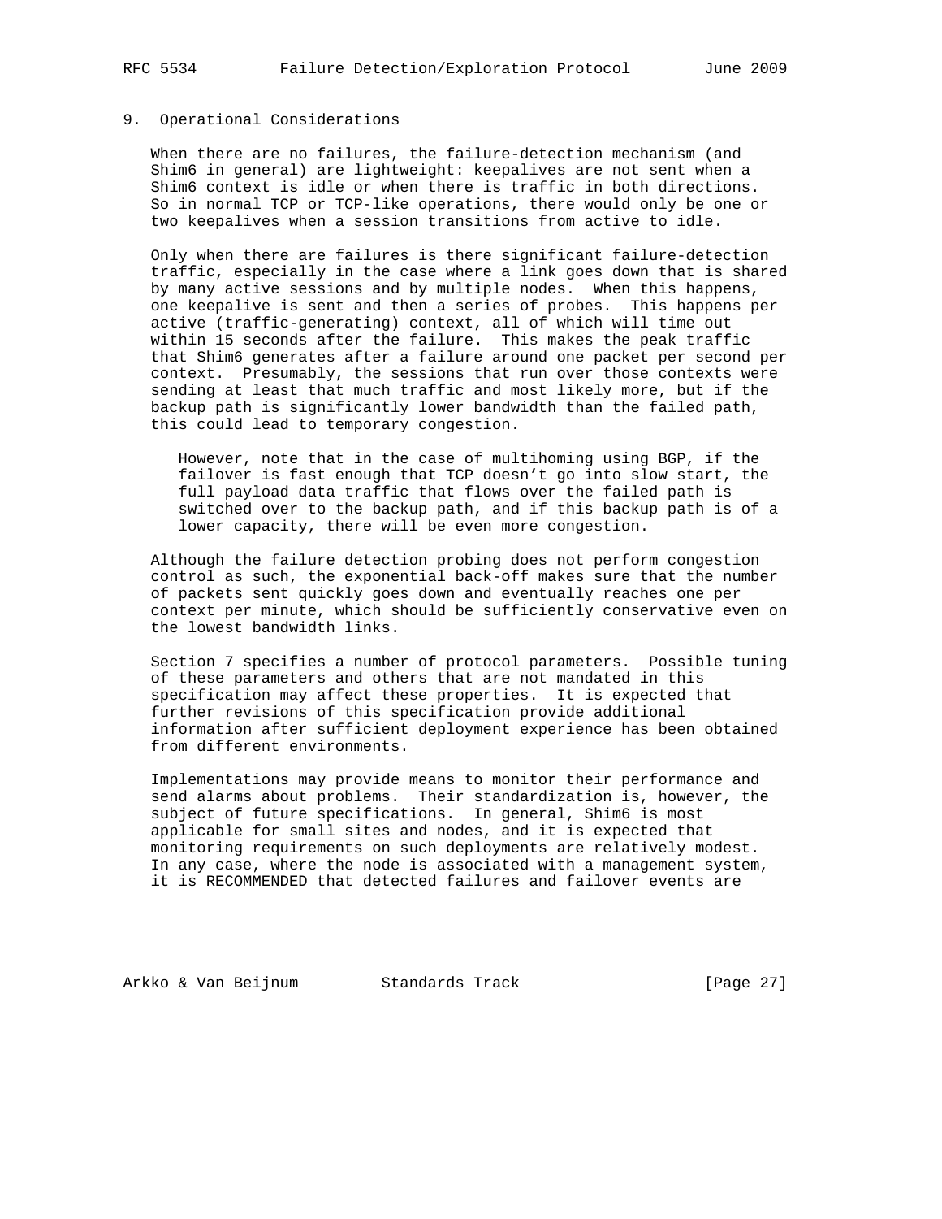## 9. Operational Considerations

When there are no failures, the failure-detection mechanism (and Shim6 in general) are lightweight: keepalives are not sent when a Shim6 context is idle or when there is traffic in both directions. So in normal TCP or TCP-like operations, there would only be one or two keepalives when a session transitions from active to idle.

Only when there are failures is there significant failure-detection traffic, especially in the case where a link goes down that is shared by many active sessions and by multiple nodes. When this happens, one keepalive is sent and then a series of probes. This happens per active (traffic-generating) context, all of which will time out within 15 seconds after the failure. This makes the peak traffic that Shim6 generates after a failure around one packet per second per context. Presumably, the sessions that run over those contexts were sending at least that much traffic and most likely more, but if the backup path is significantly lower bandwidth than the failed path, this could lead to temporary congestion.

> However, note that in the case of multihoming using BGP, if the failover is fast enough that TCP doesn't go into slow start, the full payload data traffic that flows over the failed path is switched over to the backup path, and if this backup path is of a lower capacity, there will be even more congestion.

Although the failure detection probing does not perform congestion control as such, the exponential back-off makes sure that the number of packets sent quickly goes down and eventually reaches one per context per minute, which should be sufficiently conservative even on the lowest bandwidth links.

Section 7 specifies a number of protocol parameters. Possible tuning of these parameters and others that are not mandated in this specification may affect these properties. It is expected that further revisions of this specification provide additional information after sufficient deployment experience has been obtained from different environments.

Implementations may provide means to monitor their performance and send alarms about problems. Their standardization is, however, the subject of future specifications. In general, Shim6 is most applicable for small sites and nodes, and it is expected that monitoring requirements on such deployments are relatively modest. In any case, where the node is associated with a management system, it is RECOMMENDED that detected failures and failover events are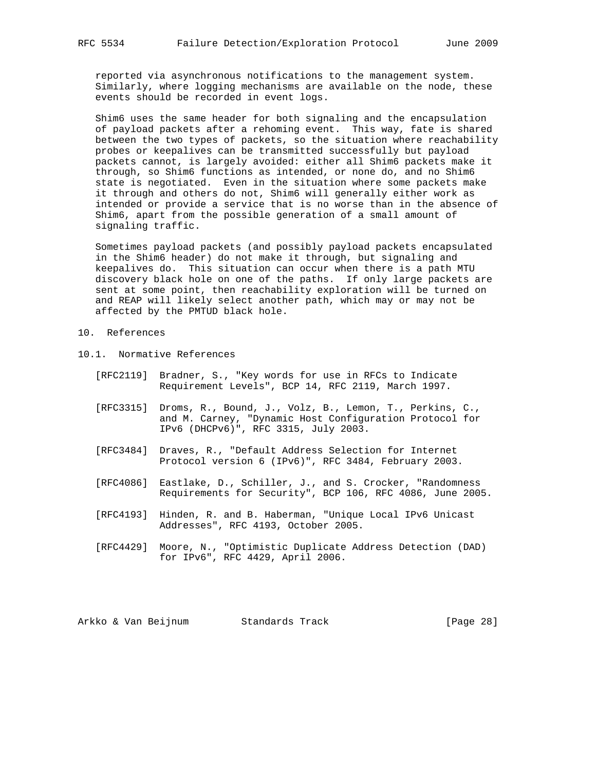reported via asynchronous notifications to the management system. Similarly, where logging mechanisms are available on the node, these events should be recorded in event logs.

Shim6 uses the same header for both signaling and the encapsulation of payload packets after a rehoming event. This way, fate is shared between the two types of packets, so the situation where reachability probes or keepalives can be transmitted successfully but payload packets cannot, is largely avoided: either all Shim6 packets make it through, so Shim6 functions as intended, or none do, and no Shim6 state is negotiated. Even in the situation where some packets make it through and others do not, Shim6 will generally either work as intended or provide a service that is no worse than in the absence of Shim6, apart from the possible generation of a small amount of signaling traffic.

Sometimes payload packets (and possibly payload packets encapsulated in the Shim6 header) do not make it through, but signaling and keepalives do. This situation can occur when there is a path MTU discovery black hole on one of the paths. If only large packets are sent at some point, then reachability exploration will be turned on and REAP will likely select another path, which may or may not be affected by the PMTUD black hole.

# 10. References

## 10.1. Normative References

[RFC2119] Bradner, S., "Key words for use in RFCs to Indicate Requirement Levels", BCP 14, RFC 2119, March 1997.

[RFC3315] Droms, R., Bound, J., Volz, B., Lemon, T., Perkins, C., and M. Carney, "Dynamic Host Configuration Protocol for IPv6 (DHCPv6)", RFC 3315, July 2003.

[RFC3484] Draves, R., "Default Address Selection for Internet Protocol version 6 (IPv6)", RFC 3484, February 2003.

[RFC4086] Eastlake, D., Schiller, J., and S. Crocker, "Randomness Requirements for Security", BCP 106, RFC 4086, June 2005.

[RFC4193] Hinden, R. and B. Haberman, "Unique Local IPv6 Unicast Addresses", RFC 4193, October 2005.

[RFC4429] Moore, N., "Optimistic Duplicate Address Detection (DAD) for IPv6", RFC 4429, April 2006.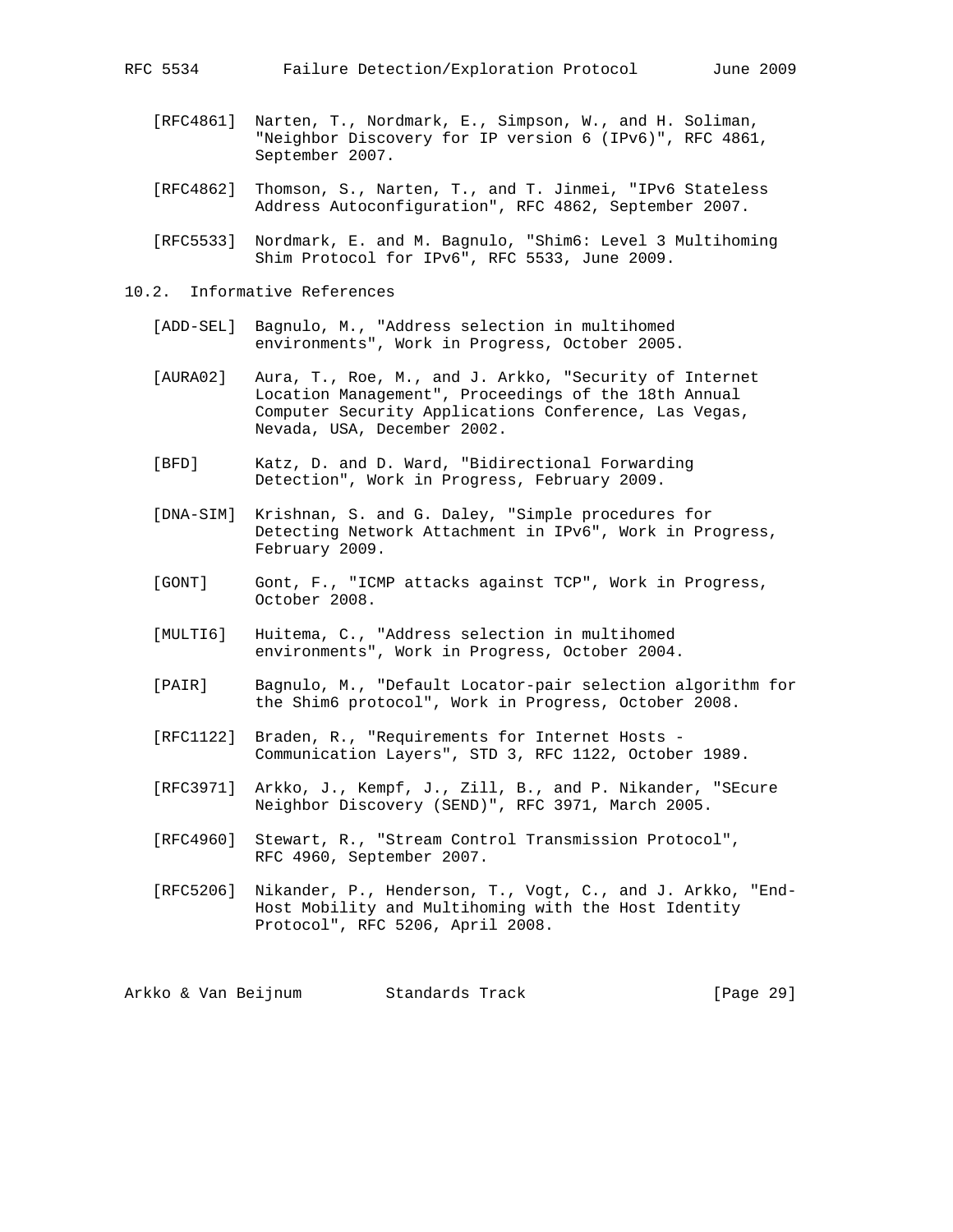[RFC4861] Narten, T., Nordmark, E., Simpson, W., and H. Soliman, "Neighbor Discovery for IP version 6 (IPv6)", RFC 4861, September 2007.

[RFC4862] Thomson, S., Narten, T., and T. Jinmei, "IPv6 Stateless Address Autoconfiguration", RFC 4862, September 2007.

[RFC5533] Nordmark, E. and M. Bagnulo, "Shim6: Level 3 Multihoming Shim Protocol for IPv6", RFC 5533, June 2009.

## 10.2. Informative References

[ADD-SEL] Bagnulo, M., "Address selection in multihomed environments", Work in Progress, October 2005.

[AURA02] Aura, T., Roe, M., and J. Arkko, "Security of Internet Location Management", Proceedings of the 18th Annual Computer Security Applications Conference, Las Vegas, Nevada, USA, December 2002.

[BFD] Katz, D. and D. Ward, "Bidirectional Forwarding Detection", Work in Progress, February 2009.

[DNA-SIM] Krishnan, S. and G. Daley, "Simple procedures for Detecting Network Attachment in IPv6", Work in Progress, February 2009.

[GONT] Gont, F., "ICMP attacks against TCP", Work in Progress, October 2008.

[MULTI6] Huitema, C., "Address selection in multihomed environments", Work in Progress, October 2004.

[PAIR] Bagnulo, M., "Default Locator-pair selection algorithm for the Shim6 protocol", Work in Progress, October 2008.

[RFC1122] Braden, R., "Requirements for Internet Hosts - Communication Layers", STD 3, RFC 1122, October 1989.

[RFC3971] Arkko, J., Kempf, J., Zill, B., and P. Nikander, "SEcure Neighbor Discovery (SEND)", RFC 3971, March 2005.

[RFC4960] Stewart, R., "Stream Control Transmission Protocol", RFC 4960, September 2007.

[RFC5206] Nikander, P., Henderson, T., Vogt, C., and J. Arkko, "End-Host Mobility and Multihoming with the Host Identity Protocol", RFC 5206, April 2008.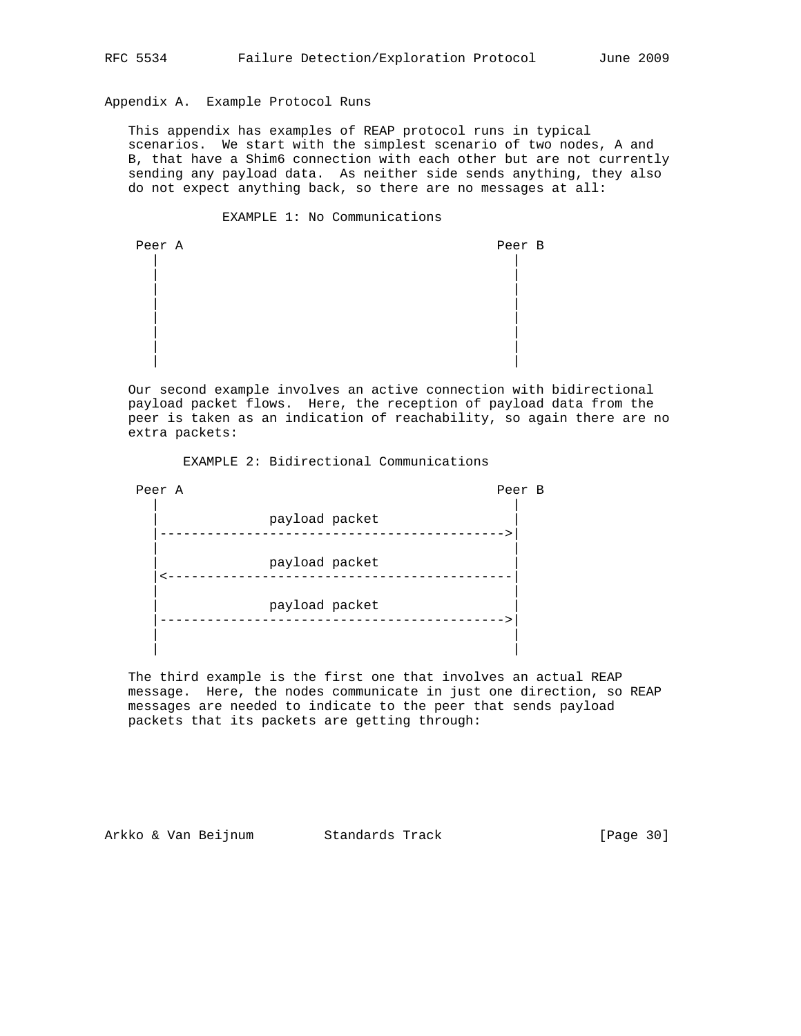## Appendix A. Example Protocol Runs

This appendix has examples of REAP protocol runs in typical scenarios. We start with the simplest scenario of two nodes, A and B, that have a Shim6 connection with each other but are not currently sending any payload data. As neither side sends anything, they also do not expect anything back, so there are no messages at all:

```
            EXAMPLE 1: No Communications

 Peer A                                             Peer B
    |                                                 |
    |                                                 |
    |                                                 |
    |                                                 |
    |                                                 |
    |                                                 |
    |                                                 |
    |                                                 |
```

Our second example involves an active connection with bidirectional payload packet flows. Here, the reception of payload data from the peer is taken as an indication of reachability, so again there are no extra packets:

```
        EXAMPLE 2: Bidirectional Communications

 Peer A                                             Peer B
    |                                                 |
    |              payload packet                     |
    |------------------------------------------------>|
    |                                                 |
    |              payload packet                     |
    |<------------------------------------------------|
    |                                                 |
    |              payload packet                     |
    |------------------------------------------------>|
    |                                                 |
    |                                                 |
```

The third example is the first one that involves an actual REAP message. Here, the nodes communicate in just one direction, so REAP messages are needed to indicate to the peer that sends payload packets that its packets are getting through: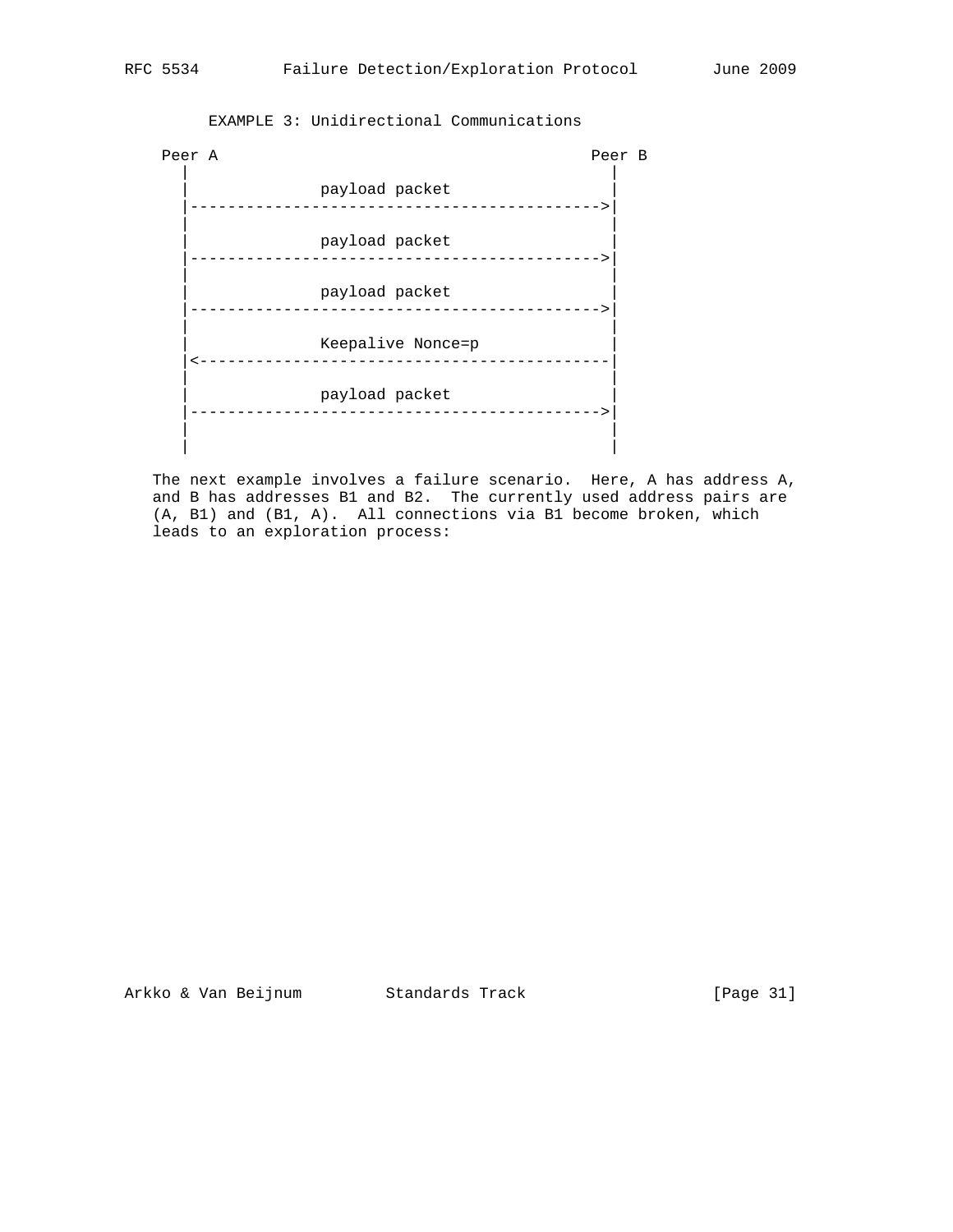EXAMPLE 3: Unidirectional Communications

```
 Peer A                                      Peer B
    |                                           |
    |             payload packet                |
    |------------------------------------------>|
    |                                           |
    |             payload packet                |
    |------------------------------------------>|
    |                                           |
    |             payload packet                |
    |------------------------------------------>|
    |                                           |
    |             Keepalive Nonce=p             |
    |<------------------------------------------|
    |                                           |
    |             payload packet                |
    |------------------------------------------>|
    |                                           |
    |                                           |
```

The next example involves a failure scenario. Here, A has address A, and B has addresses B1 and B2. The currently used address pairs are (A, B1) and (B1, A). All connections via B1 become broken, which leads to an exploration process: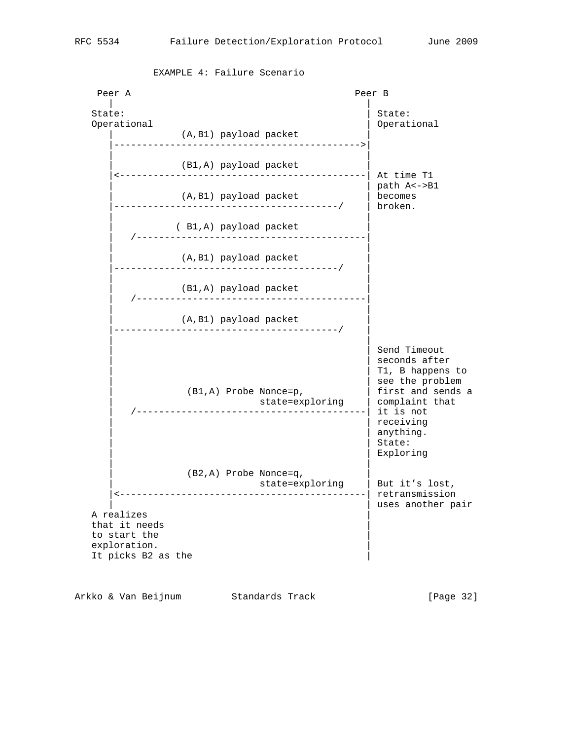```
            EXAMPLE 4: Failure Scenario

     Peer A                                        Peer B
        |                                             |
      State:                                          | State:
      Operational                                     | Operational
        |            (A,B1) payload packet            |
        |-------------------------------------------->|
        |                                             |
        |            (B1,A) payload packet            |
        |<--------------------------------------------| At time T1
        |                                             | path A<->B1
        |            (A,B1) payload packet            | becomes
        |----------------------------------------/    | broken.
        |                                             |
        |           ( B1,A) payload packet            |
        |    /----------------------------------------|
        |                                             |
        |            (A,B1) payload packet            |
        |----------------------------------------/    |
        |                                             |
        |            (B1,A) payload packet            |
        |    /----------------------------------------|
        |                                             |
        |            (A,B1) payload packet            |
        |----------------------------------------/    |
        |                                             |
        |                                             | Send Timeout
        |                                             | seconds after
        |                                             | T1, B happens to
        |                                             | see the problem
        |             (B1,A) Probe Nonce=p,           | first and sends a
        |                          state=exploring    | complaint that
        |    /----------------------------------------| it is not
        |                                             | receiving
        |                                             | anything.
        |                                             | State:
        |                                             | Exploring
        |                                             |
        |             (B2,A) Probe Nonce=q,           |
        |                          state=exploring    | But it's lost,
        |<--------------------------------------------| retransmission
        |                                             | uses another pair
      A realizes                                      |
      that it needs                                   |
      to start the                                    |
      exploration.                                    |
      It picks B2 as the                              |
```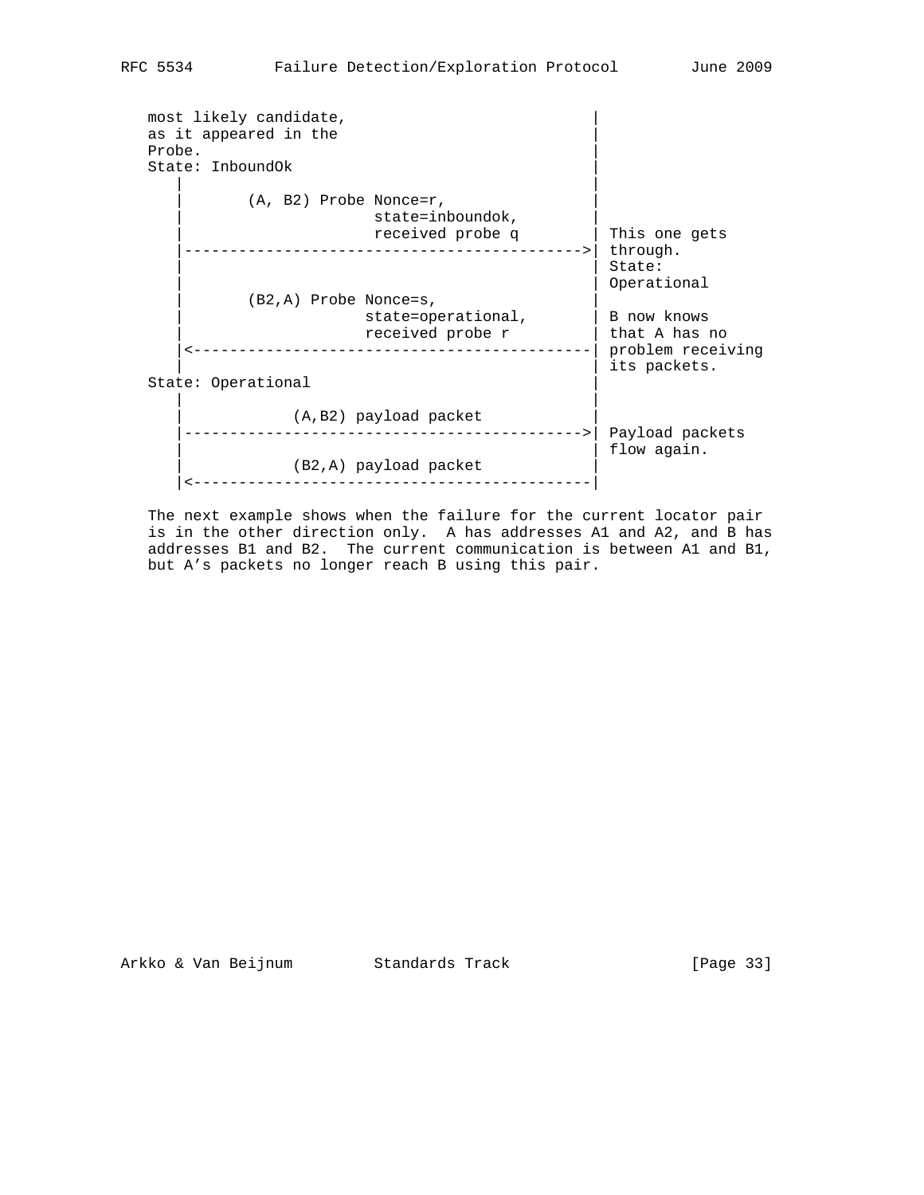```
   most likely candidate,                       |
   as it appeared in the                        |
   Probe.                                       |
   State: InboundOk                             |
      |                                         |
      |       (A, B2) Probe Nonce=r,            |
      |                     state=inboundok,    |
      |                     received probe q    | This one gets
      |---------------------------------------->| through.
      |                                         | State:
      |                                         | Operational
      |       (B2,A) Probe Nonce=s,             |
      |                    state=operational,   | B now knows
      |                    received probe r     | that A has no
      |<----------------------------------------| problem receiving
      |                                         | its packets.
   State: Operational                           |
      |                                         |
      |            (A,B2) payload packet        |
      |---------------------------------------->| Payload packets
      |                                         | flow again.
      |            (B2,A) payload packet        |
      |<----------------------------------------|
```

The next example shows when the failure for the current locator pair is in the other direction only. A has addresses A1 and A2, and B has addresses B1 and B2. The current communication is between A1 and B1, but A's packets no longer reach B using this pair.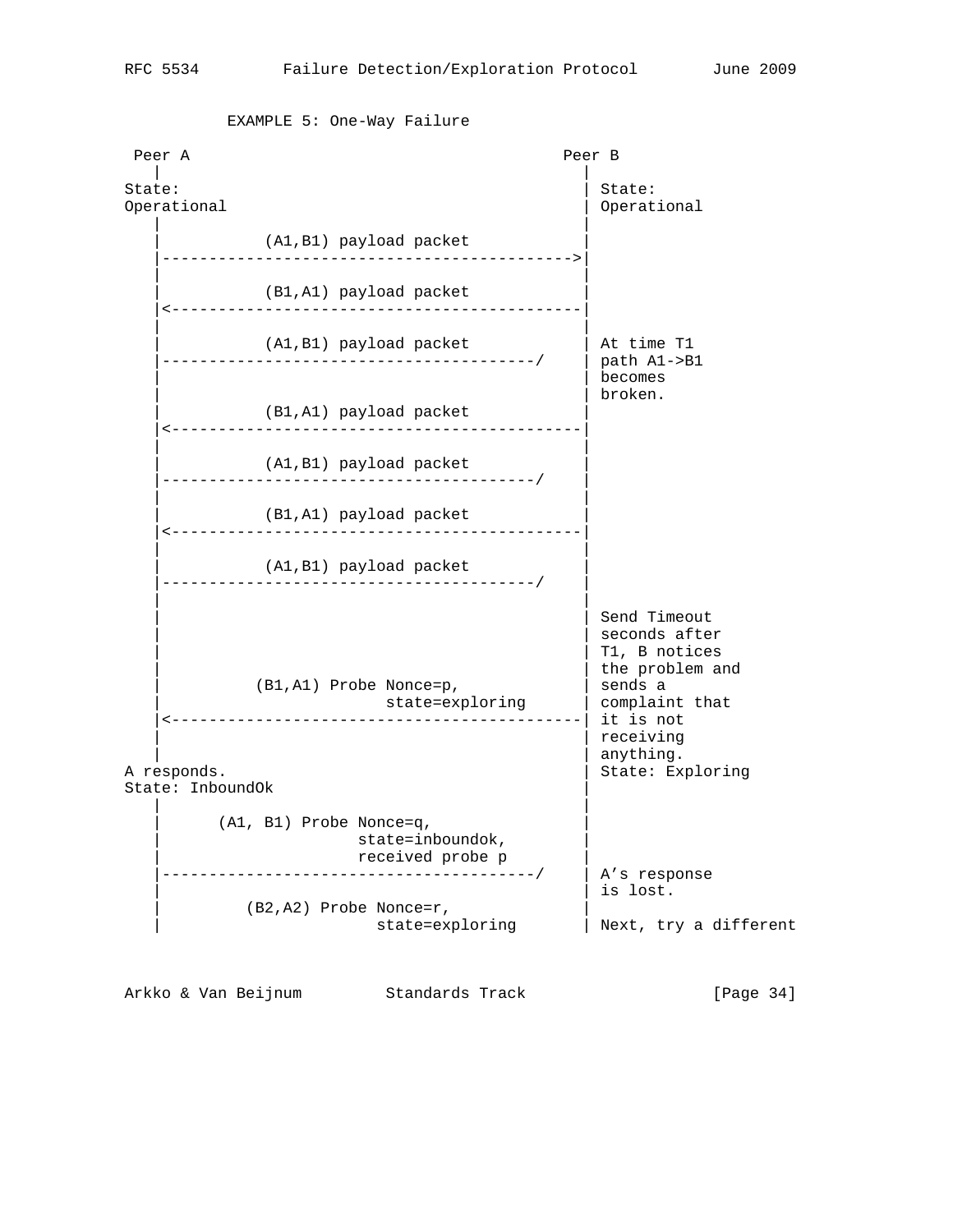```
          EXAMPLE 5: One-Way Failure

 Peer A                                      Peer B
   |                                           |
State:                                         | State:
Operational                                    | Operational
   |                                           |
   |           (A1,B1) payload packet          |
   |------------------------------------------>|
   |                                           |
   |           (B1,A1) payload packet          |
   |<------------------------------------------|
   |                                           |
   |           (A1,B1) payload packet          | At time T1
   |--------------------------------------/    | path A1->B1
   |                                           | becomes
   |                                           | broken.
   |           (B1,A1) payload packet          |
   |<------------------------------------------|
   |                                           |
   |           (A1,B1) payload packet          |
   |--------------------------------------/    |
   |                                           |
   |           (B1,A1) payload packet          |
   |<------------------------------------------|
   |                                           |
   |           (A1,B1) payload packet          |
   |--------------------------------------/    |
   |                                           |
   |                                           | Send Timeout
   |                                           | seconds after
   |                                           | T1, B notices
   |                                           | the problem and
   |          (B1,A1) Probe Nonce=p,           | sends a
   |                      state=exploring      | complaint that
   |<------------------------------------------| it is not
   |                                           | receiving
   |                                           | anything.
A responds.                                    | State: Exploring
State: InboundOk                               |
   |                                           |
   |      (A1, B1) Probe Nonce=q,              |
   |                   state=inboundok,        |
   |                   received probe p        |
   |--------------------------------------/    | A's response
   |                                           | is lost.
   |         (B2,A2) Probe Nonce=r,            |
   |                     state=exploring       | Next, try a different
```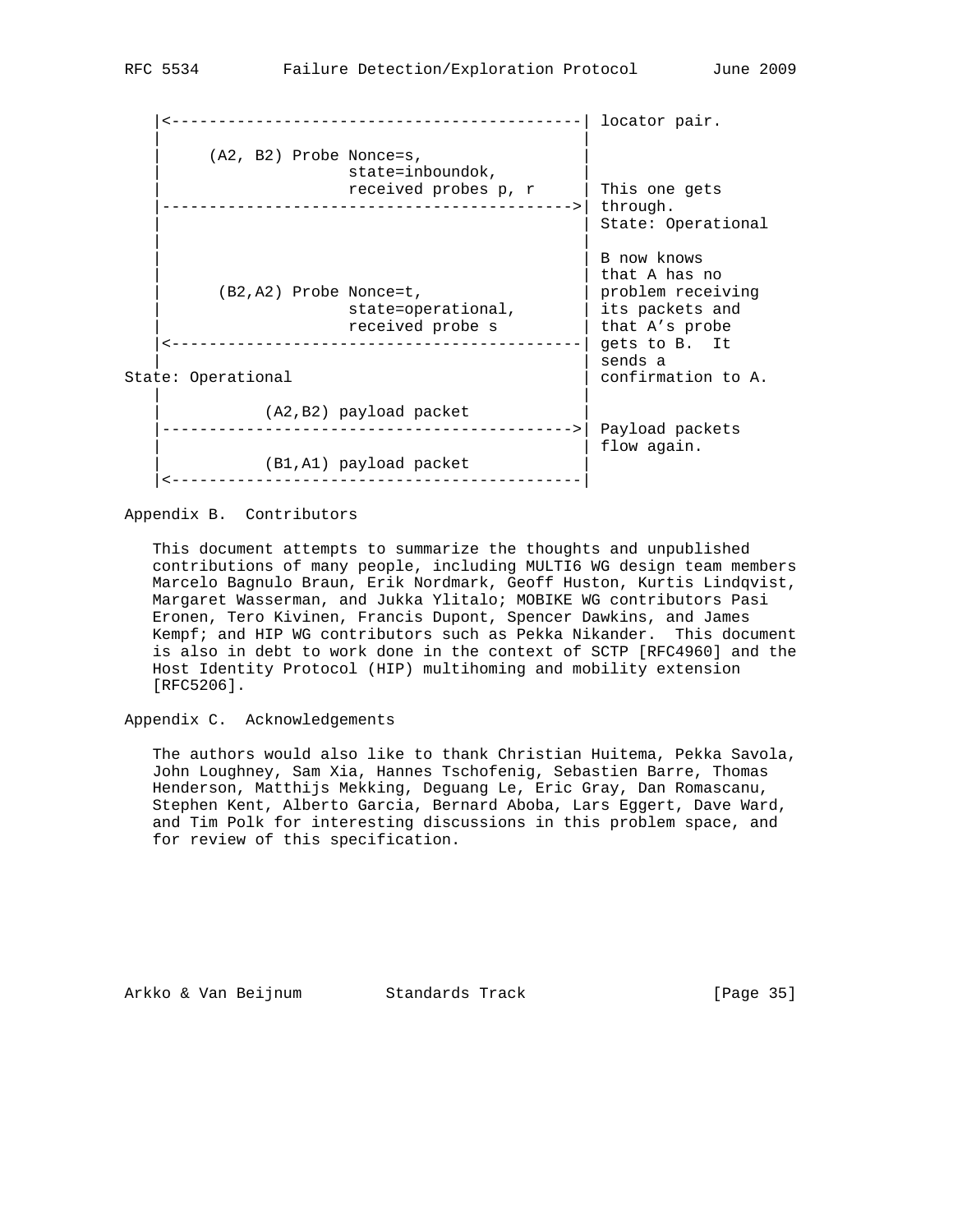```
    |<-------------------------------------------| locator pair.
    |                                            |
    |     (A2, B2) Probe Nonce=s,                |
    |                    state=inboundok,        |
    |                    received probes p, r    | This one gets
    |------------------------------------------->| through.
    |                                            | State: Operational
    |                                            |
    |                                            | B now knows
    |                                            | that A has no
    |      (B2,A2) Probe Nonce=t,                | problem receiving
    |                    state=operational,      | its packets and
    |                    received probe s        | that A's probe
    |<-------------------------------------------| gets to B.  It
    |                                            | sends a
State: Operational                               | confirmation to A.
    |                                            |
    |           (A2,B2) payload packet           |
    |------------------------------------------->| Payload packets
    |                                            | flow again.
    |           (B1,A1) payload packet           |
    |<-------------------------------------------|
```

## Appendix B.  Contributors

This document attempts to summarize the thoughts and unpublished contributions of many people, including MULTI6 WG design team members Marcelo Bagnulo Braun, Erik Nordmark, Geoff Huston, Kurtis Lindqvist, Margaret Wasserman, and Jukka Ylitalo; MOBIKE WG contributors Pasi Eronen, Tero Kivinen, Francis Dupont, Spencer Dawkins, and James Kempf; and HIP WG contributors such as Pekka Nikander. This document is also in debt to work done in the context of SCTP [RFC4960] and the Host Identity Protocol (HIP) multihoming and mobility extension [RFC5206].

## Appendix C.  Acknowledgements

The authors would also like to thank Christian Huitema, Pekka Savola, John Loughney, Sam Xia, Hannes Tschofenig, Sebastien Barre, Thomas Henderson, Matthijs Mekking, Deguang Le, Eric Gray, Dan Romascanu, Stephen Kent, Alberto Garcia, Bernard Aboba, Lars Eggert, Dave Ward, and Tim Polk for interesting discussions in this problem space, and for review of this specification.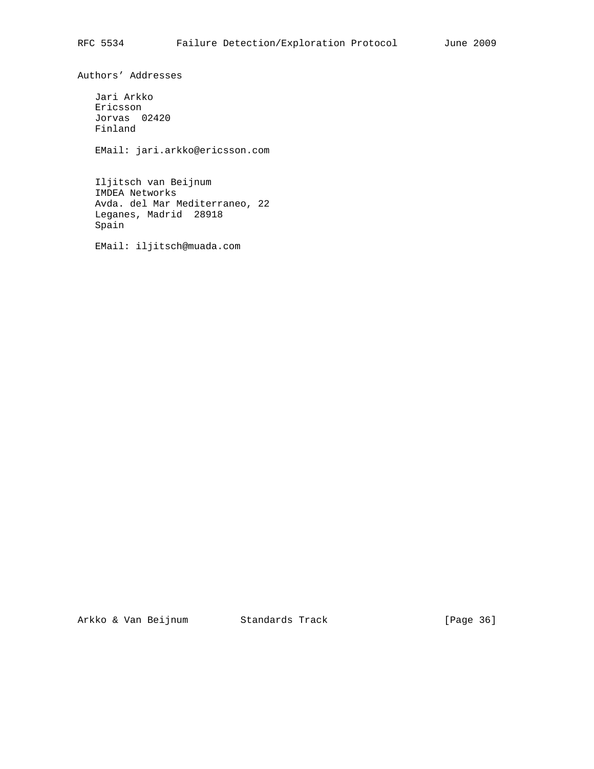## Authors' Addresses

Jari Arkko
Ericsson
Jorvas  02420
Finland

EMail: jari.arkko@ericsson.com

Iljitsch van Beijnum
IMDEA Networks
Avda. del Mar Mediterraneo, 22
Leganes, Madrid  28918
Spain

EMail: iljitsch@muada.com